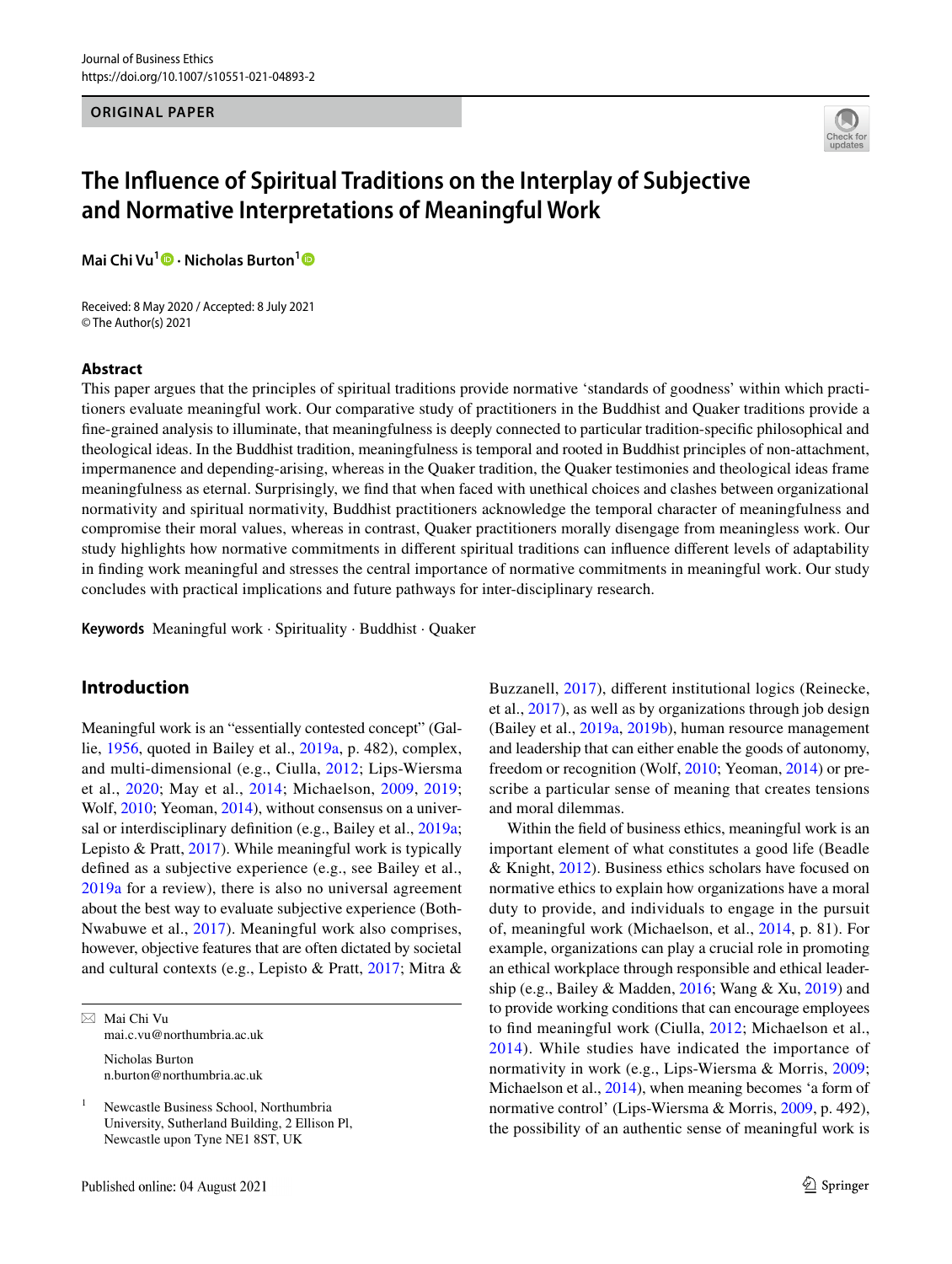ORIGINAL PAPER

# The Influence of Spiritual Traditions on the Interplay of Subjective and Normative Interpretations of Meaningful Work

**Mai Chi Vu[1] · Nicholas Burton[1]**

Received: 8 May 2020 / Accepted: 8 July 2021
© The Author(s) 2021

## Abstract

This paper argues that the principles of spiritual traditions provide normative 'standards of goodness' within which practitioners evaluate meaningful work. Our comparative study of practitioners in the Buddhist and Quaker traditions provide a fine-grained analysis to illuminate, that meaningfulness is deeply connected to particular tradition-specific philosophical and theological ideas. In the Buddhist tradition, meaningfulness is temporal and rooted in Buddhist principles of non-attachment, impermanence and depending-arising, whereas in the Quaker tradition, the Quaker testimonies and theological ideas frame meaningfulness as eternal. Surprisingly, we find that when faced with unethical choices and clashes between organizational normativity and spiritual normativity, Buddhist practitioners acknowledge the temporal character of meaningfulness and compromise their moral values, whereas in contrast, Quaker practitioners morally disengage from meaningless work. Our study highlights how normative commitments in different spiritual traditions can influence different levels of adaptability in finding work meaningful and stresses the central importance of normative commitments in meaningful work. Our study concludes with practical implications and future pathways for inter-disciplinary research.

**Keywords** Meaningful work · Spirituality · Buddhist · Quaker

## Introduction

Meaningful work is an "essentially contested concept" (Gallie, 1956, quoted in Bailey et al., 2019a, p. 482), complex, and multi-dimensional (e.g., Ciulla, 2012; Lips-Wiersma et al., 2020; May et al., 2014; Michaelson, 2009, 2019; Wolf, 2010; Yeoman, 2014), without consensus on a universal or interdisciplinary definition (e.g., Bailey et al., 2019a; Lepisto & Pratt, 2017). While meaningful work is typically defined as a subjective experience (e.g., see Bailey et al., 2019a for a review), there is also no universal agreement about the best way to evaluate subjective experience (Both-Nwabuwe et al., 2017). Meaningful work also comprises, however, objective features that are often dictated by societal and cultural contexts (e.g., Lepisto & Pratt, 2017; Mitra & Buzzanell, 2017), different institutional logics (Reinecke, et al., 2017), as well as by organizations through job design (Bailey et al., 2019a, 2019b), human resource management and leadership that can either enable the goods of autonomy, freedom or recognition (Wolf, 2010; Yeoman, 2014) or prescribe a particular sense of meaning that creates tensions and moral dilemmas.

Within the field of business ethics, meaningful work is an important element of what constitutes a good life (Beadle & Knight, 2012). Business ethics scholars have focused on normative ethics to explain how organizations have a moral duty to provide, and individuals to engage in the pursuit of, meaningful work (Michaelson, et al., 2014, p. 81). For example, organizations can play a crucial role in promoting an ethical workplace through responsible and ethical leadership (e.g., Bailey & Madden, 2016; Wang & Xu, 2019) and to provide working conditions that can encourage employees to find meaningful work (Ciulla, 2012; Michaelson et al., 2014). While studies have indicated the importance of normativity in work (e.g., Lips-Wiersma & Morris, 2009; Michaelson et al., 2014), when meaning becomes 'a form of normative control' (Lips-Wiersma & Morris, 2009, p. 492), the possibility of an authentic sense of meaningful work is

---

✉ Mai Chi Vu
mai.c.vu@northumbria.ac.uk

Nicholas Burton
n.burton@northumbria.ac.uk

[1] Newcastle Business School, Northumbria University, Sutherland Building, 2 Ellison Pl, Newcastle upon Tyne NE1 8ST, UK

Published online: 04 August 2021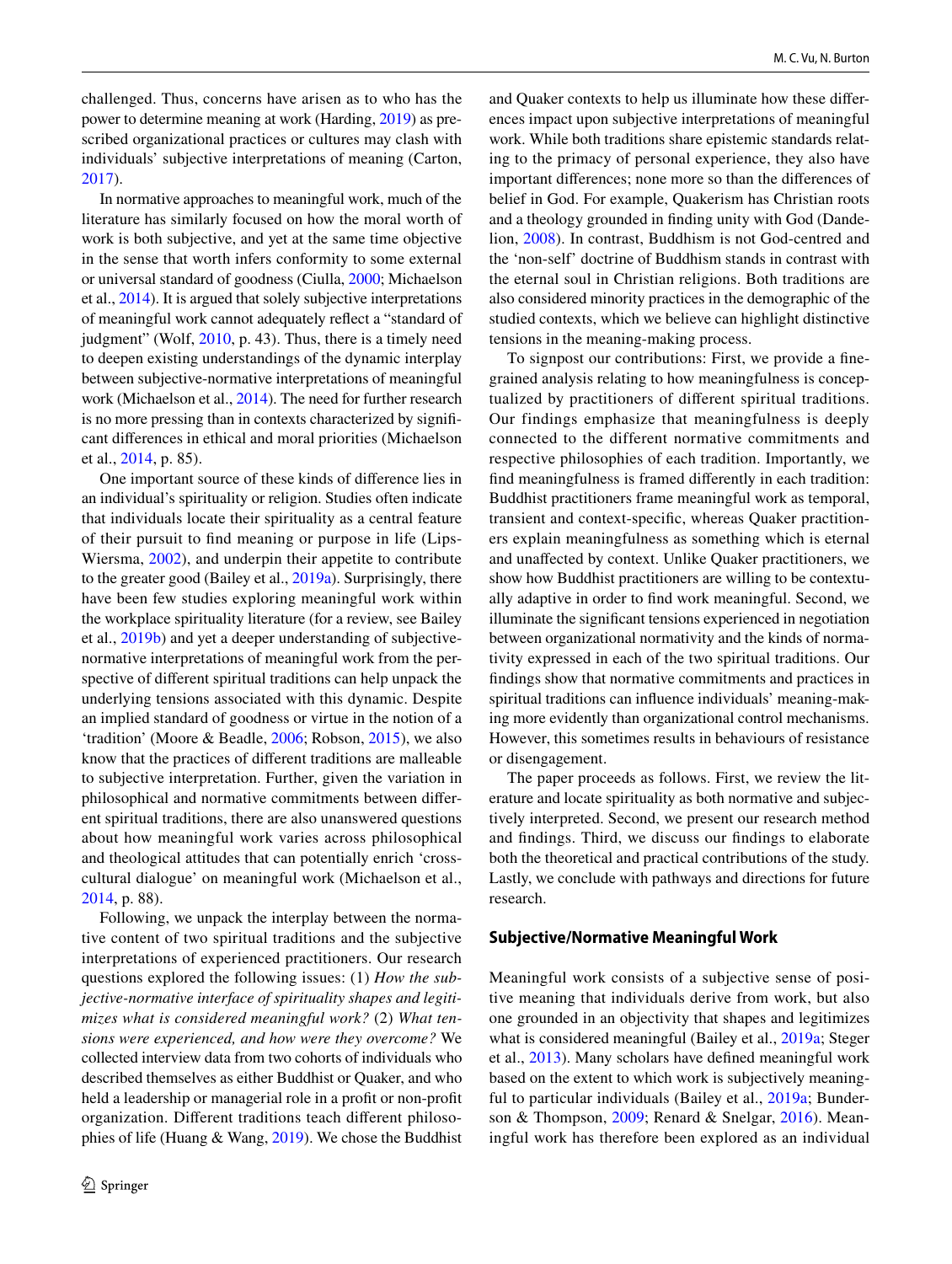challenged. Thus, concerns have arisen as to who has the power to determine meaning at work (Harding, 2019) as prescribed organizational practices or cultures may clash with individuals' subjective interpretations of meaning (Carton, 2017).

In normative approaches to meaningful work, much of the literature has similarly focused on how the moral worth of work is both subjective, and yet at the same time objective in the sense that worth infers conformity to some external or universal standard of goodness (Ciulla, 2000; Michaelson et al., 2014). It is argued that solely subjective interpretations of meaningful work cannot adequately reflect a "standard of judgment" (Wolf, 2010, p. 43). Thus, there is a timely need to deepen existing understandings of the dynamic interplay between subjective-normative interpretations of meaningful work (Michaelson et al., 2014). The need for further research is no more pressing than in contexts characterized by significant differences in ethical and moral priorities (Michaelson et al., 2014, p. 85).

One important source of these kinds of difference lies in an individual's spirituality or religion. Studies often indicate that individuals locate their spirituality as a central feature of their pursuit to find meaning or purpose in life (Lips-Wiersma, 2002), and underpin their appetite to contribute to the greater good (Bailey et al., 2019a). Surprisingly, there have been few studies exploring meaningful work within the workplace spirituality literature (for a review, see Bailey et al., 2019b) and yet a deeper understanding of subjective-normative interpretations of meaningful work from the perspective of different spiritual traditions can help unpack the underlying tensions associated with this dynamic. Despite an implied standard of goodness or virtue in the notion of a 'tradition' (Moore & Beadle, 2006; Robson, 2015), we also know that the practices of different traditions are malleable to subjective interpretation. Further, given the variation in philosophical and normative commitments between different spiritual traditions, there are also unanswered questions about how meaningful work varies across philosophical and theological attitudes that can potentially enrich 'cross-cultural dialogue' on meaningful work (Michaelson et al., 2014, p. 88).

Following, we unpack the interplay between the normative content of two spiritual traditions and the subjective interpretations of experienced practitioners. Our research questions explored the following issues: (1) *How the subjective-normative interface of spirituality shapes and legitimizes what is considered meaningful work?* (2) *What tensions were experienced, and how were they overcome?* We collected interview data from two cohorts of individuals who described themselves as either Buddhist or Quaker, and who held a leadership or managerial role in a profit or non-profit organization. Different traditions teach different philosophies of life (Huang & Wang, 2019). We chose the Buddhist and Quaker contexts to help us illuminate how these differences impact upon subjective interpretations of meaningful work. While both traditions share epistemic standards relating to the primacy of personal experience, they also have important differences; none more so than the differences of belief in God. For example, Quakerism has Christian roots and a theology grounded in finding unity with God (Dandelion, 2008). In contrast, Buddhism is not God-centred and the 'non-self' doctrine of Buddhism stands in contrast with the eternal soul in Christian religions. Both traditions are also considered minority practices in the demographic of the studied contexts, which we believe can highlight distinctive tensions in the meaning-making process.

To signpost our contributions: First, we provide a fine-grained analysis relating to how meaningfulness is conceptualized by practitioners of different spiritual traditions. Our findings emphasize that meaningfulness is deeply connected to the different normative commitments and respective philosophies of each tradition. Importantly, we find meaningfulness is framed differently in each tradition: Buddhist practitioners frame meaningful work as temporal, transient and context-specific, whereas Quaker practitioners explain meaningfulness as something which is eternal and unaffected by context. Unlike Quaker practitioners, we show how Buddhist practitioners are willing to be contextually adaptive in order to find work meaningful. Second, we illuminate the significant tensions experienced in negotiation between organizational normativity and the kinds of normativity expressed in each of the two spiritual traditions. Our findings show that normative commitments and practices in spiritual traditions can influence individuals' meaning-making more evidently than organizational control mechanisms. However, this sometimes results in behaviours of resistance or disengagement.

The paper proceeds as follows. First, we review the literature and locate spirituality as both normative and subjectively interpreted. Second, we present our research method and findings. Third, we discuss our findings to elaborate both the theoretical and practical contributions of the study. Lastly, we conclude with pathways and directions for future research.

## Subjective/Normative Meaningful Work

Meaningful work consists of a subjective sense of positive meaning that individuals derive from work, but also one grounded in an objectivity that shapes and legitimizes what is considered meaningful (Bailey et al., 2019a; Steger et al., 2013). Many scholars have defined meaningful work based on the extent to which work is subjectively meaningful to particular individuals (Bailey et al., 2019a; Bunderson & Thompson, 2009; Renard & Snelgar, 2016). Meaningful work has therefore been explored as an individual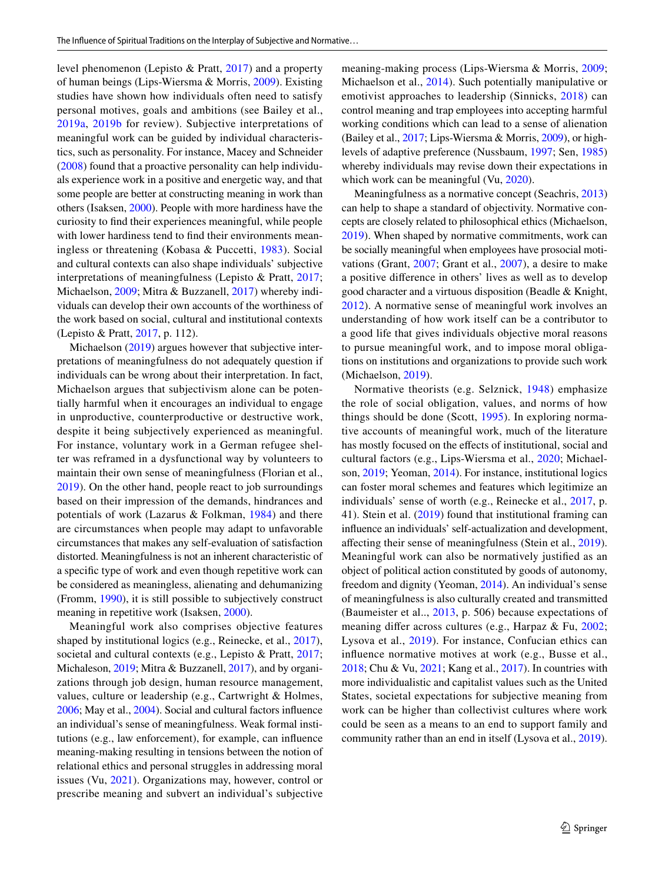level phenomenon (Lepisto & Pratt, 2017) and a property of human beings (Lips-Wiersma & Morris, 2009). Existing studies have shown how individuals often need to satisfy personal motives, goals and ambitions (see Bailey et al., 2019a, 2019b for review). Subjective interpretations of meaningful work can be guided by individual characteristics, such as personality. For instance, Macey and Schneider (2008) found that a proactive personality can help individuals experience work in a positive and energetic way, and that some people are better at constructing meaning in work than others (Isaksen, 2000). People with more hardiness have the curiosity to find their experiences meaningful, while people with lower hardiness tend to find their environments meaningless or threatening (Kobasa & Puccetti, 1983). Social and cultural contexts can also shape individuals' subjective interpretations of meaningfulness (Lepisto & Pratt, 2017; Michaelson, 2009; Mitra & Buzzanell, 2017) whereby individuals can develop their own accounts of the worthiness of the work based on social, cultural and institutional contexts (Lepisto & Pratt, 2017, p. 112).

Michaelson (2019) argues however that subjective interpretations of meaningfulness do not adequately question if individuals can be wrong about their interpretation. In fact, Michaelson argues that subjectivism alone can be potentially harmful when it encourages an individual to engage in unproductive, counterproductive or destructive work, despite it being subjectively experienced as meaningful. For instance, voluntary work in a German refugee shelter was reframed in a dysfunctional way by volunteers to maintain their own sense of meaningfulness (Florian et al., 2019). On the other hand, people react to job surroundings based on their impression of the demands, hindrances and potentials of work (Lazarus & Folkman, 1984) and there are circumstances when people may adapt to unfavorable circumstances that makes any self-evaluation of satisfaction distorted. Meaningfulness is not an inherent characteristic of a specific type of work and even though repetitive work can be considered as meaningless, alienating and dehumanizing (Fromm, 1990), it is still possible to subjectively construct meaning in repetitive work (Isaksen, 2000).

Meaningful work also comprises objective features shaped by institutional logics (e.g., Reinecke, et al., 2017), societal and cultural contexts (e.g., Lepisto & Pratt, 2017; Michaleson, 2019; Mitra & Buzzanell, 2017), and by organizations through job design, human resource management, values, culture or leadership (e.g., Cartwright & Holmes, 2006; May et al., 2004). Social and cultural factors influence an individual's sense of meaningfulness. Weak formal institutions (e.g., law enforcement), for example, can influence meaning-making resulting in tensions between the notion of relational ethics and personal struggles in addressing moral issues (Vu, 2021). Organizations may, however, control or prescribe meaning and subvert an individual's subjective meaning-making process (Lips-Wiersma & Morris, 2009; Michaelson et al., 2014). Such potentially manipulative or emotivist approaches to leadership (Sinnicks, 2018) can control meaning and trap employees into accepting harmful working conditions which can lead to a sense of alienation (Bailey et al., 2017; Lips-Wiersma & Morris, 2009), or high-levels of adaptive preference (Nussbaum, 1997; Sen, 1985) whereby individuals may revise down their expectations in which work can be meaningful (Vu, 2020).

Meaningfulness as a normative concept (Seachris, 2013) can help to shape a standard of objectivity. Normative concepts are closely related to philosophical ethics (Michaelson, 2019). When shaped by normative commitments, work can be socially meaningful when employees have prosocial motivations (Grant, 2007; Grant et al., 2007), a desire to make a positive difference in others' lives as well as to develop good character and a virtuous disposition (Beadle & Knight, 2012). A normative sense of meaningful work involves an understanding of how work itself can be a contributor to a good life that gives individuals objective moral reasons to pursue meaningful work, and to impose moral obligations on institutions and organizations to provide such work (Michaelson, 2019).

Normative theorists (e.g. Selznick, 1948) emphasize the role of social obligation, values, and norms of how things should be done (Scott, 1995). In exploring normative accounts of meaningful work, much of the literature has mostly focused on the effects of institutional, social and cultural factors (e.g., Lips-Wiersma et al., 2020; Michaelson, 2019; Yeoman, 2014). For instance, institutional logics can foster moral schemes and features which legitimize an individuals' sense of worth (e.g., Reinecke et al., 2017, p. 41). Stein et al. (2019) found that institutional framing can influence an individuals' self-actualization and development, affecting their sense of meaningfulness (Stein et al., 2019). Meaningful work can also be normatively justified as an object of political action constituted by goods of autonomy, freedom and dignity (Yeoman, 2014). An individual's sense of meaningfulness is also culturally created and transmitted (Baumeister et al.., 2013, p. 506) because expectations of meaning differ across cultures (e.g., Harpaz & Fu, 2002; Lysova et al., 2019). For instance, Confucian ethics can influence normative motives at work (e.g., Busse et al., 2018; Chu & Vu, 2021; Kang et al., 2017). In countries with more individualistic and capitalist values such as the United States, societal expectations for subjective meaning from work can be higher than collectivist cultures where work could be seen as a means to an end to support family and community rather than an end in itself (Lysova et al., 2019).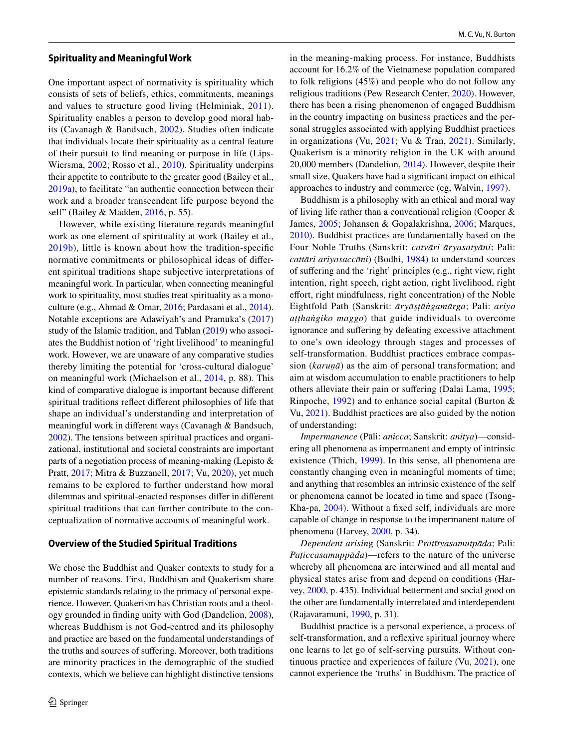### Spirituality and Meaningful Work

One important aspect of normativity is spirituality which consists of sets of beliefs, ethics, commitments, meanings and values to structure good living (Helminiak, 2011). Spirituality enables a person to develop good moral habits (Cavanagh & Bandsuch, 2002). Studies often indicate that individuals locate their spirituality as a central feature of their pursuit to find meaning or purpose in life (Lips-Wiersma, 2002; Rosso et al., 2010). Spirituality underpins their appetite to contribute to the greater good (Bailey et al., 2019a), to facilitate "an authentic connection between their work and a broader transcendent life purpose beyond the self" (Bailey & Madden, 2016, p. 55).

However, while existing literature regards meaningful work as one element of spirituality at work (Bailey et al., 2019b), little is known about how the tradition-specific normative commitments or philosophical ideas of different spiritual traditions shape subjective interpretations of meaningful work. In particular, when connecting meaningful work to spirituality, most studies treat spirituality as a monoculture (e.g., Ahmad & Omar, 2016; Pardasani et al., 2014). Notable exceptions are Adawiyah's and Pramuka's (2017) study of the Islamic tradition, and Tablan (2019) who associates the Buddhist notion of 'right livelihood' to meaningful work. However, we are unaware of any comparative studies thereby limiting the potential for 'cross-cultural dialogue' on meaningful work (Michaelson et al., 2014, p. 88). This kind of comparative dialogue is important because different spiritual traditions reflect different philosophies of life that shape an individual's understanding and interpretation of meaningful work in different ways (Cavanagh & Bandsuch, 2002). The tensions between spiritual practices and organizational, institutional and societal constraints are important parts of a negotiation process of meaning-making (Lepisto & Pratt, 2017; Mitra & Buzzanell, 2017; Vu, 2020), yet much remains to be explored to further understand how moral dilemmas and spiritual-enacted responses differ in different spiritual traditions that can further contribute to the conceptualization of normative accounts of meaningful work.

### Overview of the Studied Spiritual Traditions

We chose the Buddhist and Quaker contexts to study for a number of reasons. First, Buddhism and Quakerism share epistemic standards relating to the primacy of personal experience. However, Quakerism has Christian roots and a theology grounded in finding unity with God (Dandelion, 2008), whereas Buddhism is not God-centred and its philosophy and practice are based on the fundamental understandings of the truths and sources of suffering. Moreover, both traditions are minority practices in the demographic of the studied contexts, which we believe can highlight distinctive tensions in the meaning-making process. For instance, Buddhists account for 16.2% of the Vietnamese population compared to folk religions (45%) and people who do not follow any religious traditions (Pew Research Center, 2020). However, there has been a rising phenomenon of engaged Buddhism in the country impacting on business practices and the personal struggles associated with applying Buddhist practices in organizations (Vu, 2021; Vu & Tran, 2021). Similarly, Quakerism is a minority religion in the UK with around 20,000 members (Dandelion, 2014). However, despite their small size, Quakers have had a significant impact on ethical approaches to industry and commerce (eg, Walvin, 1997).

Buddhism is a philosophy with an ethical and moral way of living life rather than a conventional religion (Cooper & James, 2005; Johansen & Gopalakrishna, 2006; Marques, 2010). Buddhist practices are fundamentally based on the Four Noble Truths (Sanskrit: *catvāri āryasatyāni*; Pali: *cattāri ariyasaccāni*) (Bodhi, 1984) to understand sources of suffering and the 'right' principles (e.g., right view, right intention, right speech, right action, right livelihood, right effort, right mindfulness, right concentration) of the Noble Eightfold Path (Sanskrit: *āryāṣṭāṅgamārga*; Pali: *ariyo aṭṭhaṅgiko maggo*) that guide individuals to overcome ignorance and suffering by defeating excessive attachment to one's own ideology through stages and processes of self-transformation. Buddhist practices embrace compassion (*karuṇā*) as the aim of personal transformation; and aim at wisdom accumulation to enable practitioners to help others alleviate their pain or suffering (Dalai Lama, 1995; Rinpoche, 1992) and to enhance social capital (Burton & Vu, 2021). Buddhist practices are also guided by the notion of understanding:

*Impermanence* (Pāli: *anicca*; Sanskrit: *anitya*)—considering all phenomena as impermanent and empty of intrinsic existence (Thich, 1999). In this sense, all phenomena are constantly changing even in meaningful moments of time; and anything that resembles an intrinsic existence of the self or phenomena cannot be located in time and space (Tsong-Kha-pa, 2004). Without a fixed self, individuals are more capable of change in response to the impermanent nature of phenomena (Harvey, 2000, p. 34).

*Dependent arising* (Sanskrit: *Pratītyasamutpāda*; Pali: *Paṭiccasamuppāda*)—refers to the nature of the universe whereby all phenomena are interwined and all mental and physical states arise from and depend on conditions (Harvey, 2000, p. 435). Individual betterment and social good on the other are fundamentally interrelated and interdependent (Rajavaramuni, 1990, p. 31).

Buddhist practice is a personal experience, a process of self-transformation, and a reflexive spiritual journey where one learns to let go of self-serving pursuits. Without continuous practice and experiences of failure (Vu, 2021), one cannot experience the 'truths' in Buddhism. The practice of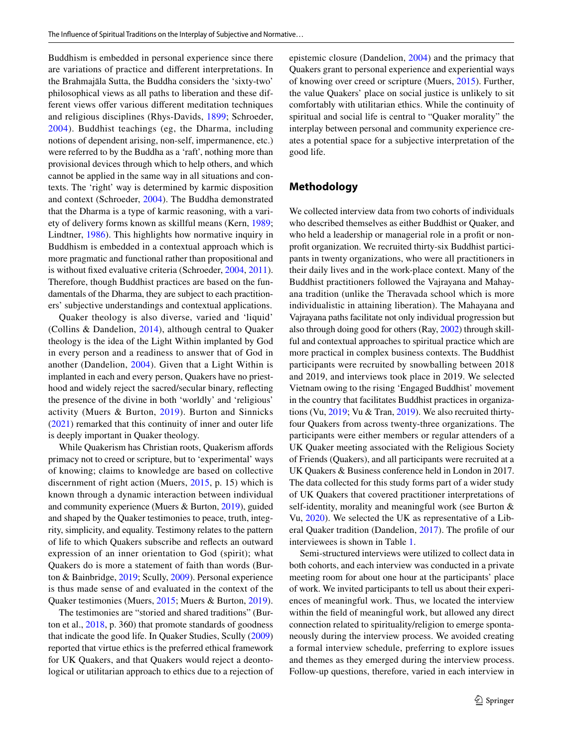Buddhism is embedded in personal experience since there are variations of practice and different interpretations. In the Brahmajāla Sutta, the Buddha considers the 'sixty-two' philosophical views as all paths to liberation and these different views offer various different meditation techniques and religious disciplines (Rhys-Davids, 1899; Schroeder, 2004). Buddhist teachings (eg, the Dharma, including notions of dependent arising, non-self, impermanence, etc.) were referred to by the Buddha as a 'raft', nothing more than provisional devices through which to help others, and which cannot be applied in the same way in all situations and contexts. The 'right' way is determined by karmic disposition and context (Schroeder, 2004). The Buddha demonstrated that the Dharma is a type of karmic reasoning, with a variety of delivery forms known as skillful means (Kern, 1989; Lindtner, 1986). This highlights how normative inquiry in Buddhism is embedded in a contextual approach which is more pragmatic and functional rather than propositional and is without fixed evaluative criteria (Schroeder, 2004, 2011). Therefore, though Buddhist practices are based on the fundamentals of the Dharma, they are subject to each practitioners' subjective understandings and contextual applications.

Quaker theology is also diverse, varied and 'liquid' (Collins & Dandelion, 2014), although central to Quaker theology is the idea of the Light Within implanted by God in every person and a readiness to answer that of God in another (Dandelion, 2004). Given that a Light Within is implanted in each and every person, Quakers have no priesthood and widely reject the sacred/secular binary, reflecting the presence of the divine in both 'worldly' and 'religious' activity (Muers & Burton, 2019). Burton and Sinnicks (2021) remarked that this continuity of inner and outer life is deeply important in Quaker theology.

While Quakerism has Christian roots, Quakerism affords primacy not to creed or scripture, but to 'experimental' ways of knowing; claims to knowledge are based on collective discernment of right action (Muers, 2015, p. 15) which is known through a dynamic interaction between individual and community experience (Muers & Burton, 2019), guided and shaped by the Quaker testimonies to peace, truth, integrity, simplicity, and equality. Testimony relates to the pattern of life to which Quakers subscribe and reflects an outward expression of an inner orientation to God (spirit); what Quakers do is more a statement of faith than words (Burton & Bainbridge, 2019; Scully, 2009). Personal experience is thus made sense of and evaluated in the context of the Quaker testimonies (Muers, 2015; Muers & Burton, 2019).

The testimonies are "storied and shared traditions" (Burton et al., 2018, p. 360) that promote standards of goodness that indicate the good life. In Quaker Studies, Scully (2009) reported that virtue ethics is the preferred ethical framework for UK Quakers, and that Quakers would reject a deontological or utilitarian approach to ethics due to a rejection of epistemic closure (Dandelion, 2004) and the primacy that Quakers grant to personal experience and experiential ways of knowing over creed or scripture (Muers, 2015). Further, the value Quakers' place on social justice is unlikely to sit comfortably with utilitarian ethics. While the continuity of spiritual and social life is central to "Quaker morality" the interplay between personal and community experience creates a potential space for a subjective interpretation of the good life.

## Methodology

We collected interview data from two cohorts of individuals who described themselves as either Buddhist or Quaker, and who held a leadership or managerial role in a profit or non-profit organization. We recruited thirty-six Buddhist participants in twenty organizations, who were all practitioners in their daily lives and in the work-place context. Many of the Buddhist practitioners followed the Vajrayana and Mahayana tradition (unlike the Theravada school which is more individualistic in attaining liberation). The Mahayana and Vajrayana paths facilitate not only individual progression but also through doing good for others (Ray, 2002) through skillful and contextual approaches to spiritual practice which are more practical in complex business contexts. The Buddhist participants were recruited by snowballing between 2018 and 2019, and interviews took place in 2019. We selected Vietnam owing to the rising 'Engaged Buddhist' movement in the country that facilitates Buddhist practices in organizations (Vu, 2019; Vu & Tran, 2019). We also recruited thirty-four Quakers from across twenty-three organizations. The participants were either members or regular attenders of a UK Quaker meeting associated with the Religious Society of Friends (Quakers), and all participants were recruited at a UK Quakers & Business conference held in London in 2017. The data collected for this study forms part of a wider study of UK Quakers that covered practitioner interpretations of self-identity, morality and meaningful work (see Burton & Vu, 2020). We selected the UK as representative of a Liberal Quaker tradition (Dandelion, 2017). The profile of our interviewees is shown in Table 1.

Semi-structured interviews were utilized to collect data in both cohorts, and each interview was conducted in a private meeting room for about one hour at the participants' place of work. We invited participants to tell us about their experiences of meaningful work. Thus, we located the interview within the field of meaningful work, but allowed any direct connection related to spirituality/religion to emerge spontaneously during the interview process. We avoided creating a formal interview schedule, preferring to explore issues and themes as they emerged during the interview process. Follow-up questions, therefore, varied in each interview in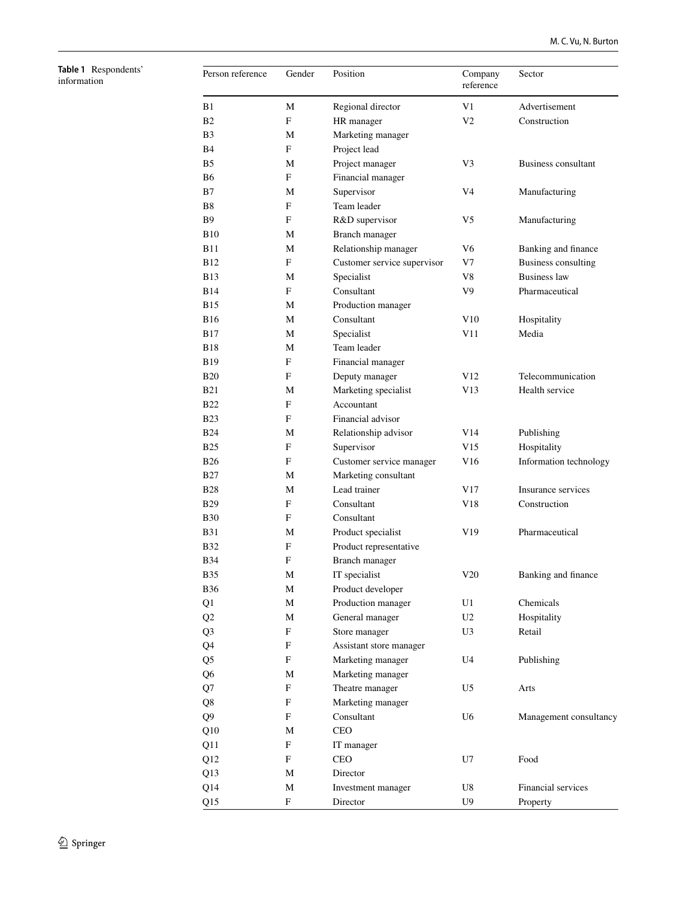**Table 1** Respondents' information

| Person reference | Gender | Position | Company reference | Sector |
|---|---|---|---|---|
| B1 | M | Regional director | V1 | Advertisement |
| B2 | F | HR manager | V2 | Construction |
| B3 | M | Marketing manager | | |
| B4 | F | Project lead | | |
| B5 | M | Project manager | V3 | Business consultant |
| B6 | F | Financial manager | | |
| B7 | M | Supervisor | V4 | Manufacturing |
| B8 | F | Team leader | | |
| B9 | F | R&D supervisor | V5 | Manufacturing |
| B10 | M | Branch manager | | |
| B11 | M | Relationship manager | V6 | Banking and finance |
| B12 | F | Customer service supervisor | V7 | Business consulting |
| B13 | M | Specialist | V8 | Business law |
| B14 | F | Consultant | V9 | Pharmaceutical |
| B15 | M | Production manager | | |
| B16 | M | Consultant | V10 | Hospitality |
| B17 | M | Specialist | V11 | Media |
| B18 | M | Team leader | | |
| B19 | F | Financial manager | | |
| B20 | F | Deputy manager | V12 | Telecommunication |
| B21 | M | Marketing specialist | V13 | Health service |
| B22 | F | Accountant | | |
| B23 | F | Financial advisor | | |
| B24 | M | Relationship advisor | V14 | Publishing |
| B25 | F | Supervisor | V15 | Hospitality |
| B26 | F | Customer service manager | V16 | Information technology |
| B27 | M | Marketing consultant | | |
| B28 | M | Lead trainer | V17 | Insurance services |
| B29 | F | Consultant | V18 | Construction |
| B30 | F | Consultant | | |
| B31 | M | Product specialist | V19 | Pharmaceutical |
| B32 | F | Product representative | | |
| B34 | F | Branch manager | | |
| B35 | M | IT specialist | V20 | Banking and finance |
| B36 | M | Product developer | | |
| Q1 | M | Production manager | U1 | Chemicals |
| Q2 | M | General manager | U2 | Hospitality |
| Q3 | F | Store manager | U3 | Retail |
| Q4 | F | Assistant store manager | | |
| Q5 | F | Marketing manager | U4 | Publishing |
| Q6 | M | Marketing manager | | |
| Q7 | F | Theatre manager | U5 | Arts |
| Q8 | F | Marketing manager | | |
| Q9 | F | Consultant | U6 | Management consultancy |
| Q10 | M | CEO | | |
| Q11 | F | IT manager | | |
| Q12 | F | CEO | U7 | Food |
| Q13 | M | Director | | |
| Q14 | M | Investment manager | U8 | Financial services |
| Q15 | F | Director | U9 | Property |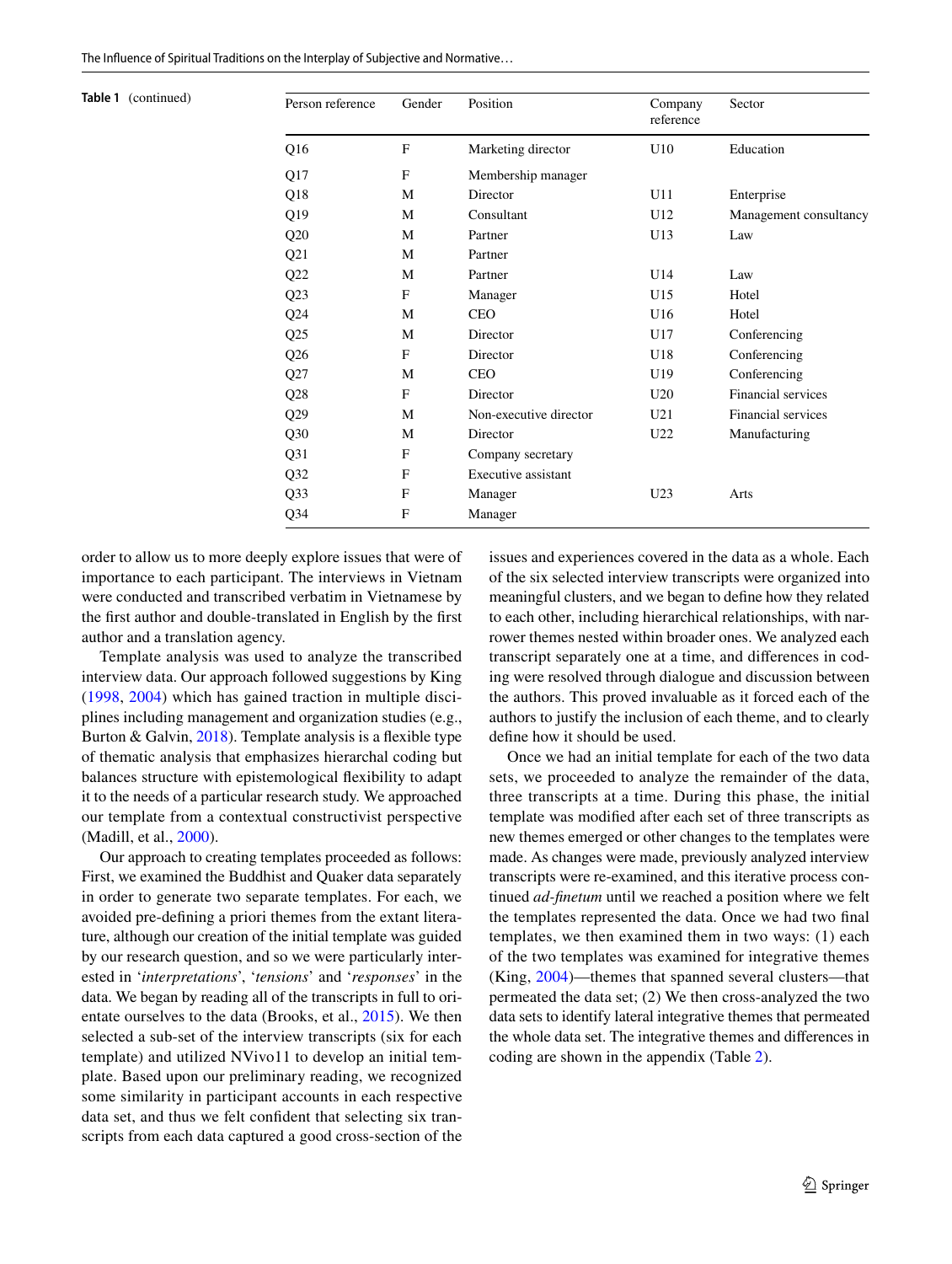**Table 1** (continued)

| Person reference | Gender | Position | Company reference | Sector |
|---|---|---|---|---|
| Q16 | F | Marketing director | U10 | Education |
| Q17 | F | Membership manager | | |
| Q18 | M | Director | U11 | Enterprise |
| Q19 | M | Consultant | U12 | Management consultancy |
| Q20 | M | Partner | U13 | Law |
| Q21 | M | Partner | | |
| Q22 | M | Partner | U14 | Law |
| Q23 | F | Manager | U15 | Hotel |
| Q24 | M | CEO | U16 | Hotel |
| Q25 | M | Director | U17 | Conferencing |
| Q26 | F | Director | U18 | Conferencing |
| Q27 | M | CEO | U19 | Conferencing |
| Q28 | F | Director | U20 | Financial services |
| Q29 | M | Non-executive director | U21 | Financial services |
| Q30 | M | Director | U22 | Manufacturing |
| Q31 | F | Company secretary | | |
| Q32 | F | Executive assistant | | |
| Q33 | F | Manager | U23 | Arts |
| Q34 | F | Manager | | |

order to allow us to more deeply explore issues that were of importance to each participant. The interviews in Vietnam were conducted and transcribed verbatim in Vietnamese by the first author and double-translated in English by the first author and a translation agency.

Template analysis was used to analyze the transcribed interview data. Our approach followed suggestions by King (1998, 2004) which has gained traction in multiple disciplines including management and organization studies (e.g., Burton & Galvin, 2018). Template analysis is a flexible type of thematic analysis that emphasizes hierarchal coding but balances structure with epistemological flexibility to adapt it to the needs of a particular research study. We approached our template from a contextual constructivist perspective (Madill, et al., 2000).

Our approach to creating templates proceeded as follows: First, we examined the Buddhist and Quaker data separately in order to generate two separate templates. For each, we avoided pre-defining a priori themes from the extant literature, although our creation of the initial template was guided by our research question, and so we were particularly interested in '*interpretations*', '*tensions*' and '*responses*' in the data. We began by reading all of the transcripts in full to orientate ourselves to the data (Brooks, et al., 2015). We then selected a sub-set of the interview transcripts (six for each template) and utilized NVivo11 to develop an initial template. Based upon our preliminary reading, we recognized some similarity in participant accounts in each respective data set, and thus we felt confident that selecting six transcripts from each data captured a good cross-section of the issues and experiences covered in the data as a whole. Each of the six selected interview transcripts were organized into meaningful clusters, and we began to define how they related to each other, including hierarchical relationships, with narrower themes nested within broader ones. We analyzed each transcript separately one at a time, and differences in coding were resolved through dialogue and discussion between the authors. This proved invaluable as it forced each of the authors to justify the inclusion of each theme, and to clearly define how it should be used.

Once we had an initial template for each of the two data sets, we proceeded to analyze the remainder of the data, three transcripts at a time. During this phase, the initial template was modified after each set of three transcripts as new themes emerged or other changes to the templates were made. As changes were made, previously analyzed interview transcripts were re-examined, and this iterative process continued *ad-finetum* until we reached a position where we felt the templates represented the data. Once we had two final templates, we then examined them in two ways: (1) each of the two templates was examined for integrative themes (King, 2004)—themes that spanned several clusters—that permeated the data set; (2) We then cross-analyzed the two data sets to identify lateral integrative themes that permeated the whole data set. The integrative themes and differences in coding are shown in the appendix (Table 2).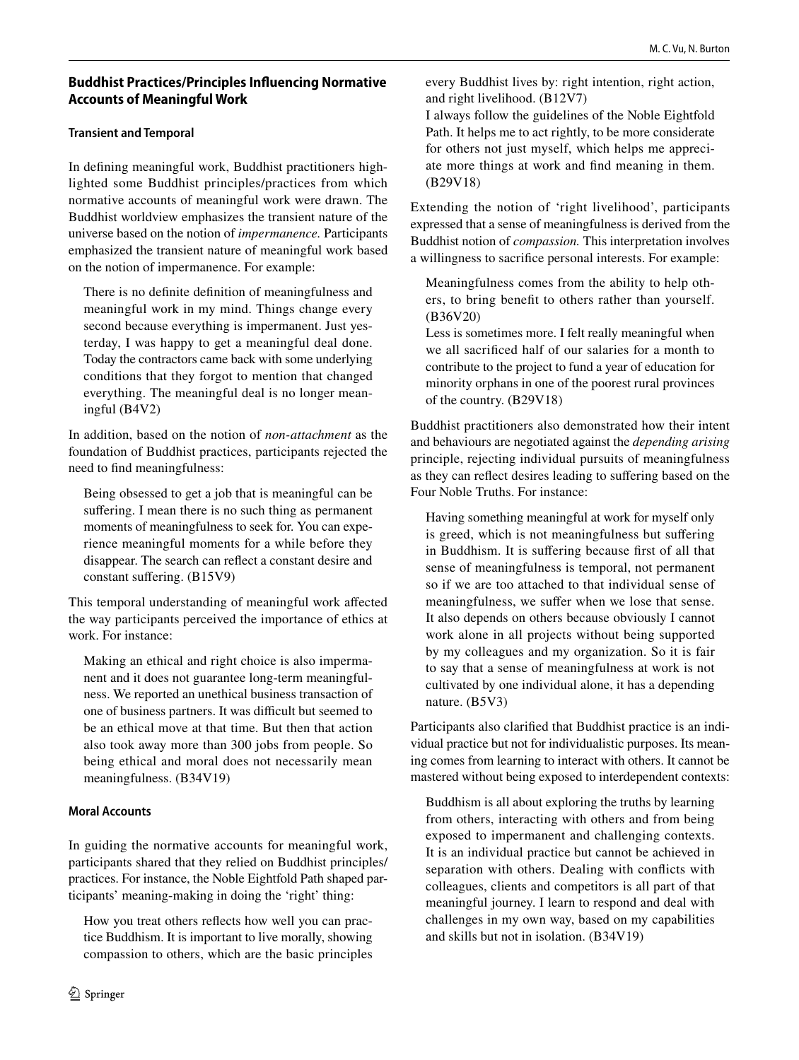## Buddhist Practices/Principles Influencing Normative Accounts of Meaningful Work

### Transient and Temporal

In defining meaningful work, Buddhist practitioners highlighted some Buddhist principles/practices from which normative accounts of meaningful work were drawn. The Buddhist worldview emphasizes the transient nature of the universe based on the notion of *impermanence.* Participants emphasized the transient nature of meaningful work based on the notion of impermanence. For example:

> There is no definite definition of meaningfulness and meaningful work in my mind. Things change every second because everything is impermanent. Just yesterday, I was happy to get a meaningful deal done. Today the contractors came back with some underlying conditions that they forgot to mention that changed everything. The meaningful deal is no longer meaningful (B4V2)

In addition, based on the notion of *non-attachment* as the foundation of Buddhist practices, participants rejected the need to find meaningfulness:

> Being obsessed to get a job that is meaningful can be suffering. I mean there is no such thing as permanent moments of meaningfulness to seek for. You can experience meaningful moments for a while before they disappear. The search can reflect a constant desire and constant suffering. (B15V9)

This temporal understanding of meaningful work affected the way participants perceived the importance of ethics at work. For instance:

> Making an ethical and right choice is also impermanent and it does not guarantee long-term meaningfulness. We reported an unethical business transaction of one of business partners. It was difficult but seemed to be an ethical move at that time. But then that action also took away more than 300 jobs from people. So being ethical and moral does not necessarily mean meaningfulness. (B34V19)

### Moral Accounts

In guiding the normative accounts for meaningful work, participants shared that they relied on Buddhist principles/practices. For instance, the Noble Eightfold Path shaped participants' meaning-making in doing the 'right' thing:

> How you treat others reflects how well you can practice Buddhism. It is important to live morally, showing compassion to others, which are the basic principles every Buddhist lives by: right intention, right action, and right livelihood. (B12V7)
>
> I always follow the guidelines of the Noble Eightfold Path. It helps me to act rightly, to be more considerate for others not just myself, which helps me appreciate more things at work and find meaning in them. (B29V18)

Extending the notion of 'right livelihood', participants expressed that a sense of meaningfulness is derived from the Buddhist notion of *compassion.* This interpretation involves a willingness to sacrifice personal interests. For example:

> Meaningfulness comes from the ability to help others, to bring benefit to others rather than yourself. (B36V20)
>
> Less is sometimes more. I felt really meaningful when we all sacrificed half of our salaries for a month to contribute to the project to fund a year of education for minority orphans in one of the poorest rural provinces of the country. (B29V18)

Buddhist practitioners also demonstrated how their intent and behaviours are negotiated against the *depending arising* principle, rejecting individual pursuits of meaningfulness as they can reflect desires leading to suffering based on the Four Noble Truths. For instance:

> Having something meaningful at work for myself only is greed, which is not meaningfulness but suffering in Buddhism. It is suffering because first of all that sense of meaningfulness is temporal, not permanent so if we are too attached to that individual sense of meaningfulness, we suffer when we lose that sense. It also depends on others because obviously I cannot work alone in all projects without being supported by my colleagues and my organization. So it is fair to say that a sense of meaningfulness at work is not cultivated by one individual alone, it has a depending nature. (B5V3)

Participants also clarified that Buddhist practice is an individual practice but not for individualistic purposes. Its meaning comes from learning to interact with others. It cannot be mastered without being exposed to interdependent contexts:

> Buddhism is all about exploring the truths by learning from others, interacting with others and from being exposed to impermanent and challenging contexts. It is an individual practice but cannot be achieved in separation with others. Dealing with conflicts with colleagues, clients and competitors is all part of that meaningful journey. I learn to respond and deal with challenges in my own way, based on my capabilities and skills but not in isolation. (B34V19)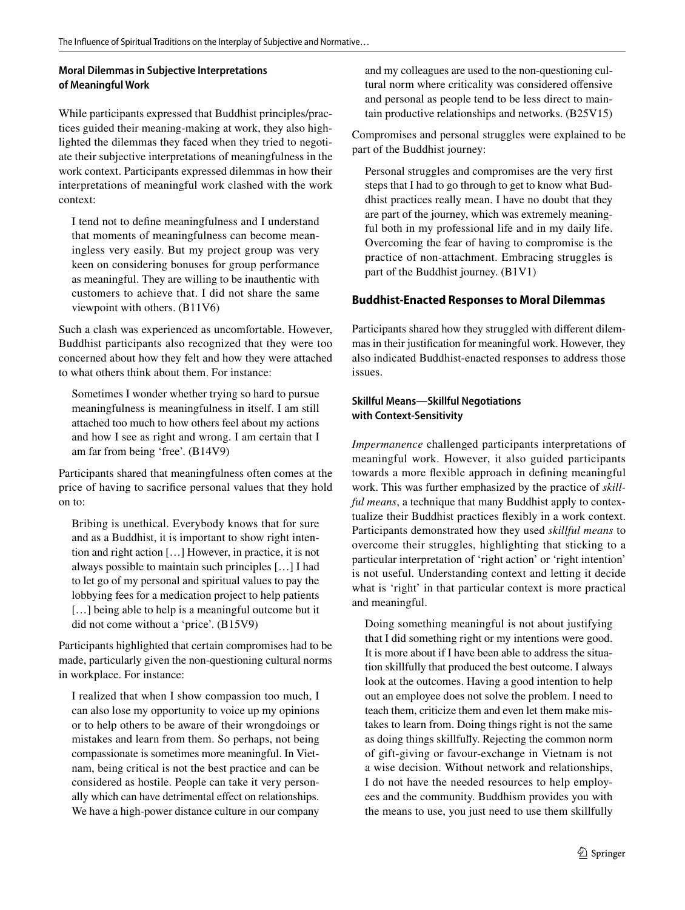#### Moral Dilemmas in Subjective Interpretations of Meaningful Work

While participants expressed that Buddhist principles/practices guided their meaning-making at work, they also highlighted the dilemmas they faced when they tried to negotiate their subjective interpretations of meaningfulness in the work context. Participants expressed dilemmas in how their interpretations of meaningful work clashed with the work context:

> I tend not to define meaningfulness and I understand that moments of meaningfulness can become meaningless very easily. But my project group was very keen on considering bonuses for group performance as meaningful. They are willing to be inauthentic with customers to achieve that. I did not share the same viewpoint with others. (B11V6)

Such a clash was experienced as uncomfortable. However, Buddhist participants also recognized that they were too concerned about how they felt and how they were attached to what others think about them. For instance:

> Sometimes I wonder whether trying so hard to pursue meaningfulness is meaningfulness in itself. I am still attached too much to how others feel about my actions and how I see as right and wrong. I am certain that I am far from being 'free'. (B14V9)

Participants shared that meaningfulness often comes at the price of having to sacrifice personal values that they hold on to:

> Bribing is unethical. Everybody knows that for sure and as a Buddhist, it is important to show right intention and right action […] However, in practice, it is not always possible to maintain such principles […] I had to let go of my personal and spiritual values to pay the lobbying fees for a medication project to help patients […] being able to help is a meaningful outcome but it did not come without a 'price'. (B15V9)

Participants highlighted that certain compromises had to be made, particularly given the non-questioning cultural norms in workplace. For instance:

> I realized that when I show compassion too much, I can also lose my opportunity to voice up my opinions or to help others to be aware of their wrongdoings or mistakes and learn from them. So perhaps, not being compassionate is sometimes more meaningful. In Vietnam, being critical is not the best practice and can be considered as hostile. People can take it very personally which can have detrimental effect on relationships. We have a high-power distance culture in our company and my colleagues are used to the non-questioning cultural norm where criticality was considered offensive and personal as people tend to be less direct to maintain productive relationships and networks. (B25V15)

Compromises and personal struggles were explained to be part of the Buddhist journey:

> Personal struggles and compromises are the very first steps that I had to go through to get to know what Buddhist practices really mean. I have no doubt that they are part of the journey, which was extremely meaningful both in my professional life and in my daily life. Overcoming the fear of having to compromise is the practice of non-attachment. Embracing struggles is part of the Buddhist journey. (B1V1)

### Buddhist-Enacted Responses to Moral Dilemmas

Participants shared how they struggled with different dilemmas in their justification for meaningful work. However, they also indicated Buddhist-enacted responses to address those issues.

#### Skillful Means—Skillful Negotiations with Context-Sensitivity

*Impermanence* challenged participants interpretations of meaningful work. However, it also guided participants towards a more flexible approach in defining meaningful work. This was further emphasized by the practice of *skillful means*, a technique that many Buddhist apply to contextualize their Buddhist practices flexibly in a work context. Participants demonstrated how they used *skillful means* to overcome their struggles, highlighting that sticking to a particular interpretation of 'right action' or 'right intention' is not useful. Understanding context and letting it decide what is 'right' in that particular context is more practical and meaningful.

> Doing something meaningful is not about justifying that I did something right or my intentions were good. It is more about if I have been able to address the situation skillfully that produced the best outcome. I always look at the outcomes. Having a good intention to help out an employee does not solve the problem. I need to teach them, criticize them and even let them make mistakes to learn from. Doing things right is not the same as doing things skillfully. Rejecting the common norm of gift-giving or favour-exchange in Vietnam is not a wise decision. Without network and relationships, I do not have the needed resources to help employees and the community. Buddhism provides you with the means to use, you just need to use them skillfully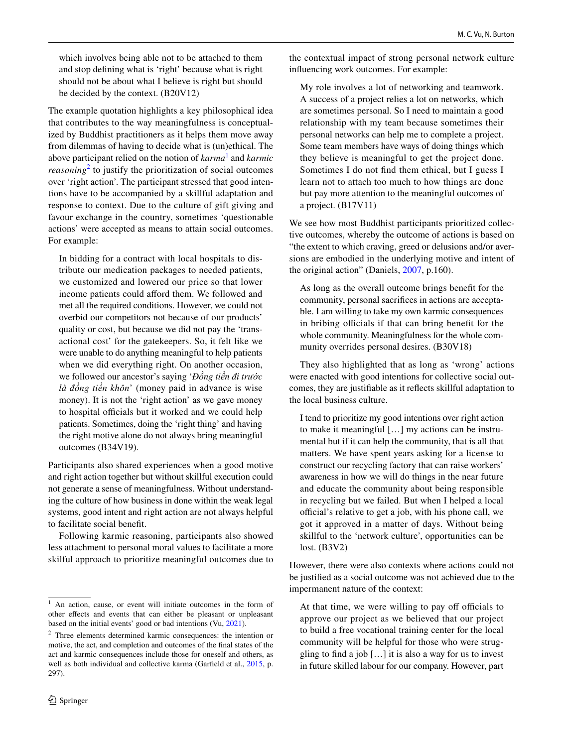which involves being able not to be attached to them and stop defining what is 'right' because what is right should not be about what I believe is right but should be decided by the context. (B20V12)

The example quotation highlights a key philosophical idea that contributes to the way meaningfulness is conceptualized by Buddhist practitioners as it helps them move away from dilemmas of having to decide what is (un)ethical. The above participant relied on the notion of *karma*[1] and *karmic reasoning*[2] to justify the prioritization of social outcomes over 'right action'. The participant stressed that good intentions have to be accompanied by a skillful adaptation and response to context. Due to the culture of gift giving and favour exchange in the country, sometimes 'questionable actions' were accepted as means to attain social outcomes. For example:

> In bidding for a contract with local hospitals to distribute our medication packages to needed patients, we customized and lowered our price so that lower income patients could afford them. We followed and met all the required conditions. However, we could not overbid our competitors not because of our products' quality or cost, but because we did not pay the 'transactional cost' for the gatekeepers. So, it felt like we were unable to do anything meaningful to help patients when we did everything right. On another occasion, we followed our ancestor's saying '*Đồng tiền đi trước là đồng tiền khôn*' (money paid in advance is wise money). It is not the 'right action' as we gave money to hospital officials but it worked and we could help patients. Sometimes, doing the 'right thing' and having the right motive alone do not always bring meaningful outcomes (B34V19).

Participants also shared experiences when a good motive and right action together but without skillful execution could not generate a sense of meaningfulness. Without understanding the culture of how business in done within the weak legal systems, good intent and right action are not always helpful to facilitate social benefit.

Following karmic reasoning, participants also showed less attachment to personal moral values to facilitate a more skilful approach to prioritize meaningful outcomes due to the contextual impact of strong personal network culture influencing work outcomes. For example:

> My role involves a lot of networking and teamwork. A success of a project relies a lot on networks, which are sometimes personal. So I need to maintain a good relationship with my team because sometimes their personal networks can help me to complete a project. Some team members have ways of doing things which they believe is meaningful to get the project done. Sometimes I do not find them ethical, but I guess I learn not to attach too much to how things are done but pay more attention to the meaningful outcomes of a project. (B17V11)

We see how most Buddhist participants prioritized collective outcomes, whereby the outcome of actions is based on "the extent to which craving, greed or delusions and/or aversions are embodied in the underlying motive and intent of the original action" (Daniels, 2007, p.160).

> As long as the overall outcome brings benefit for the community, personal sacrifices in actions are acceptable. I am willing to take my own karmic consequences in bribing officials if that can bring benefit for the whole community. Meaningfulness for the whole community overrides personal desires. (B30V18)

They also highlighted that as long as 'wrong' actions were enacted with good intentions for collective social outcomes, they are justifiable as it reflects skillful adaptation to the local business culture.

> I tend to prioritize my good intentions over right action to make it meaningful […] my actions can be instrumental but if it can help the community, that is all that matters. We have spent years asking for a license to construct our recycling factory that can raise workers' awareness in how we will do things in the near future and educate the community about being responsible in recycling but we failed. But when I helped a local official's relative to get a job, with his phone call, we got it approved in a matter of days. Without being skillful to the 'network culture', opportunities can be lost. (B3V2)

However, there were also contexts where actions could not be justified as a social outcome was not achieved due to the impermanent nature of the context:

> At that time, we were willing to pay off officials to approve our project as we believed that our project to build a free vocational training center for the local community will be helpful for those who were struggling to find a job […] it is also a way for us to invest in future skilled labour for our company. However, part

---

[1] An action, cause, or event will initiate outcomes in the form of other effects and events that can either be pleasant or unpleasant based on the initial events' good or bad intentions (Vu, 2021).

[2] Three elements determined karmic consequences: the intention or motive, the act, and completion and outcomes of the final states of the act and karmic consequences include those for oneself and others, as well as both individual and collective karma (Garfield et al., 2015, p. 297).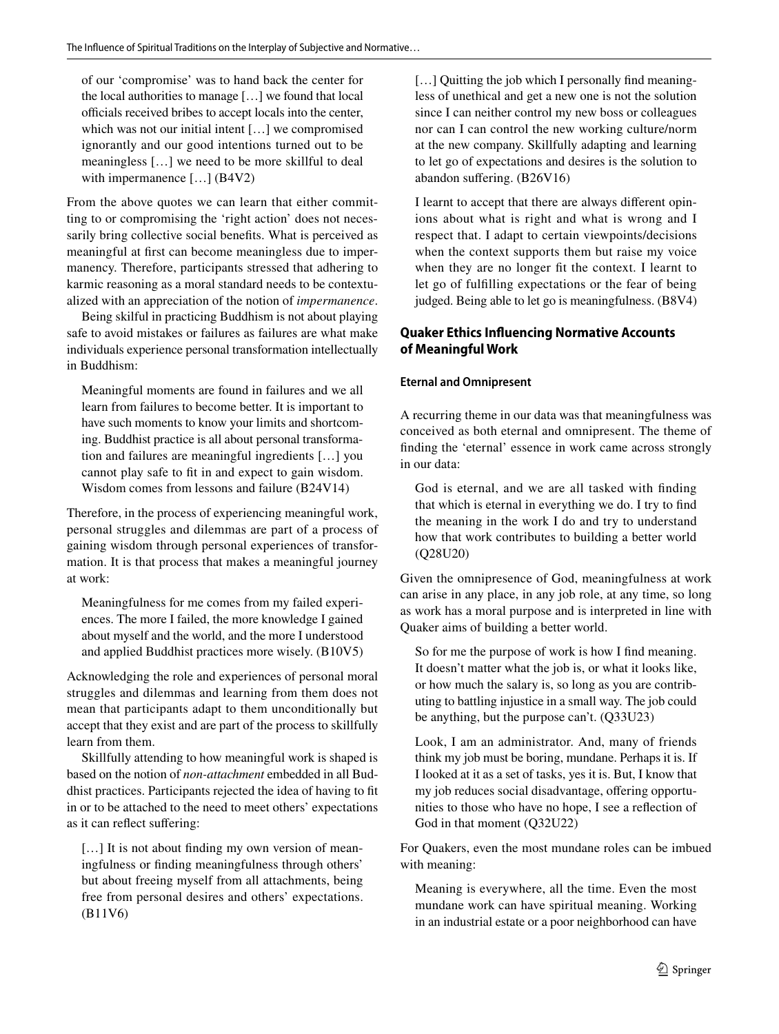of our 'compromise' was to hand back the center for the local authorities to manage […] we found that local officials received bribes to accept locals into the center, which was not our initial intent […] we compromised ignorantly and our good intentions turned out to be meaningless […] we need to be more skillful to deal with impermanence […] (B4V2)

From the above quotes we can learn that either committing to or compromising the 'right action' does not necessarily bring collective social benefits. What is perceived as meaningful at first can become meaningless due to impermanency. Therefore, participants stressed that adhering to karmic reasoning as a moral standard needs to be contextualized with an appreciation of the notion of *impermanence*.

Being skilful in practicing Buddhism is not about playing safe to avoid mistakes or failures as failures are what make individuals experience personal transformation intellectually in Buddhism:

> Meaningful moments are found in failures and we all learn from failures to become better. It is important to have such moments to know your limits and shortcoming. Buddhist practice is all about personal transformation and failures are meaningful ingredients […] you cannot play safe to fit in and expect to gain wisdom. Wisdom comes from lessons and failure (B24V14)

Therefore, in the process of experiencing meaningful work, personal struggles and dilemmas are part of a process of gaining wisdom through personal experiences of transformation. It is that process that makes a meaningful journey at work:

> Meaningfulness for me comes from my failed experiences. The more I failed, the more knowledge I gained about myself and the world, and the more I understood and applied Buddhist practices more wisely. (B10V5)

Acknowledging the role and experiences of personal moral struggles and dilemmas and learning from them does not mean that participants adapt to them unconditionally but accept that they exist and are part of the process to skillfully learn from them.

Skillfully attending to how meaningful work is shaped is based on the notion of *non-attachment* embedded in all Buddhist practices. Participants rejected the idea of having to fit in or to be attached to the need to meet others' expectations as it can reflect suffering:

> […] It is not about finding my own version of meaningfulness or finding meaningfulness through others' but about freeing myself from all attachments, being free from personal desires and others' expectations. (B11V6)

> […] Quitting the job which I personally find meaningless of unethical and get a new one is not the solution since I can neither control my new boss or colleagues nor can I can control the new working culture/norm at the new company. Skillfully adapting and learning to let go of expectations and desires is the solution to abandon suffering. (B26V16)

> I learnt to accept that there are always different opinions about what is right and what is wrong and I respect that. I adapt to certain viewpoints/decisions when the context supports them but raise my voice when they are no longer fit the context. I learnt to let go of fulfilling expectations or the fear of being judged. Being able to let go is meaningfulness. (B8V4)

## Quaker Ethics Influencing Normative Accounts of Meaningful Work

### Eternal and Omnipresent

A recurring theme in our data was that meaningfulness was conceived as both eternal and omnipresent. The theme of finding the 'eternal' essence in work came across strongly in our data:

> God is eternal, and we are all tasked with finding that which is eternal in everything we do. I try to find the meaning in the work I do and try to understand how that work contributes to building a better world (Q28U20)

Given the omnipresence of God, meaningfulness at work can arise in any place, in any job role, at any time, so long as work has a moral purpose and is interpreted in line with Quaker aims of building a better world.

> So for me the purpose of work is how I find meaning. It doesn't matter what the job is, or what it looks like, or how much the salary is, so long as you are contributing to battling injustice in a small way. The job could be anything, but the purpose can't. (Q33U23)

> Look, I am an administrator. And, many of friends think my job must be boring, mundane. Perhaps it is. If I looked at it as a set of tasks, yes it is. But, I know that my job reduces social disadvantage, offering opportunities to those who have no hope, I see a reflection of God in that moment (Q32U22)

For Quakers, even the most mundane roles can be imbued with meaning:

> Meaning is everywhere, all the time. Even the most mundane work can have spiritual meaning. Working in an industrial estate or a poor neighborhood can have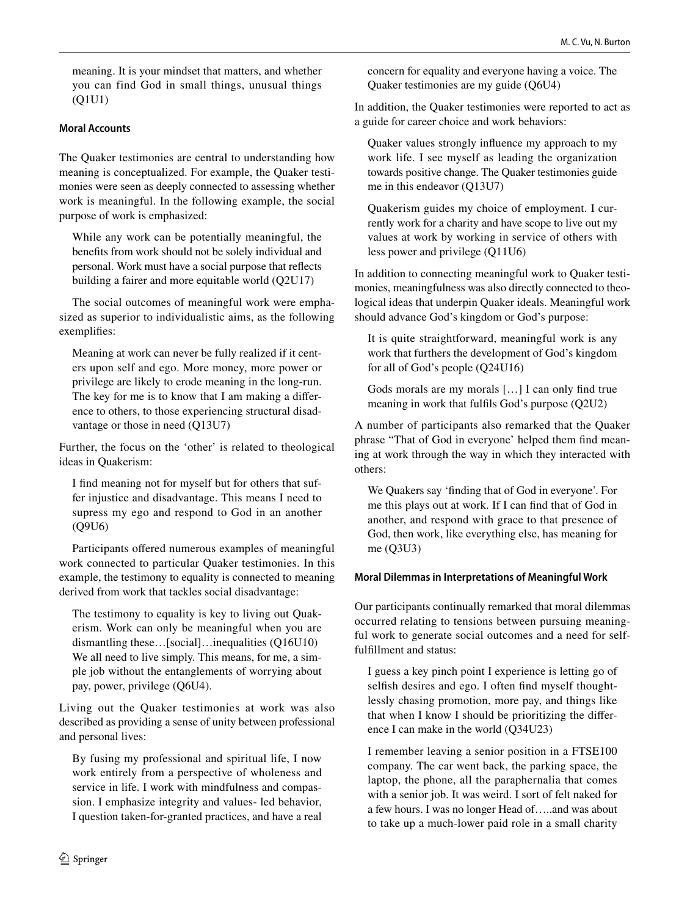meaning. It is your mindset that matters, and whether you can find God in small things, unusual things (Q1U1)

#### Moral Accounts

The Quaker testimonies are central to understanding how meaning is conceptualized. For example, the Quaker testimonies were seen as deeply connected to assessing whether work is meaningful. In the following example, the social purpose of work is emphasized:

> While any work can be potentially meaningful, the benefits from work should not be solely individual and personal. Work must have a social purpose that reflects building a fairer and more equitable world (Q2U17)

The social outcomes of meaningful work were emphasized as superior to individualistic aims, as the following exemplifies:

> Meaning at work can never be fully realized if it centers upon self and ego. More money, more power or privilege are likely to erode meaning in the long-run. The key for me is to know that I am making a difference to others, to those experiencing structural disadvantage or those in need (Q13U7)

Further, the focus on the 'other' is related to theological ideas in Quakerism:

> I find meaning not for myself but for others that suffer injustice and disadvantage. This means I need to supress my ego and respond to God in an another (Q9U6)

Participants offered numerous examples of meaningful work connected to particular Quaker testimonies. In this example, the testimony to equality is connected to meaning derived from work that tackles social disadvantage:

> The testimony to equality is key to living out Quakerism. Work can only be meaningful when you are dismantling these…[social]…inequalities (Q16U10) We all need to live simply. This means, for me, a simple job without the entanglements of worrying about pay, power, privilege (Q6U4).

Living out the Quaker testimonies at work was also described as providing a sense of unity between professional and personal lives:

> By fusing my professional and spiritual life, I now work entirely from a perspective of wholeness and service in life. I work with mindfulness and compassion. I emphasize integrity and values- led behavior, I question taken-for-granted practices, and have a real concern for equality and everyone having a voice. The Quaker testimonies are my guide (Q6U4)

In addition, the Quaker testimonies were reported to act as a guide for career choice and work behaviors:

> Quaker values strongly influence my approach to my work life. I see myself as leading the organization towards positive change. The Quaker testimonies guide me in this endeavor (Q13U7)

> Quakerism guides my choice of employment. I currently work for a charity and have scope to live out my values at work by working in service of others with less power and privilege (Q11U6)

In addition to connecting meaningful work to Quaker testimonies, meaningfulness was also directly connected to theological ideas that underpin Quaker ideals. Meaningful work should advance God's kingdom or God's purpose:

> It is quite straightforward, meaningful work is any work that furthers the development of God's kingdom for all of God's people (Q24U16)

> Gods morals are my morals […] I can only find true meaning in work that fulfils God's purpose (Q2U2)

A number of participants also remarked that the Quaker phrase "That of God in everyone' helped them find meaning at work through the way in which they interacted with others:

> We Quakers say 'finding that of God in everyone'. For me this plays out at work. If I can find that of God in another, and respond with grace to that presence of God, then work, like everything else, has meaning for me (Q3U3)

#### Moral Dilemmas in Interpretations of Meaningful Work

Our participants continually remarked that moral dilemmas occurred relating to tensions between pursuing meaningful work to generate social outcomes and a need for self-fulfillment and status:

> I guess a key pinch point I experience is letting go of selfish desires and ego. I often find myself thoughtlessly chasing promotion, more pay, and things like that when I know I should be prioritizing the difference I can make in the world (Q34U23)

> I remember leaving a senior position in a FTSE100 company. The car went back, the parking space, the laptop, the phone, all the paraphernalia that comes with a senior job. It was weird. I sort of felt naked for a few hours. I was no longer Head of…..and was about to take up a much-lower paid role in a small charity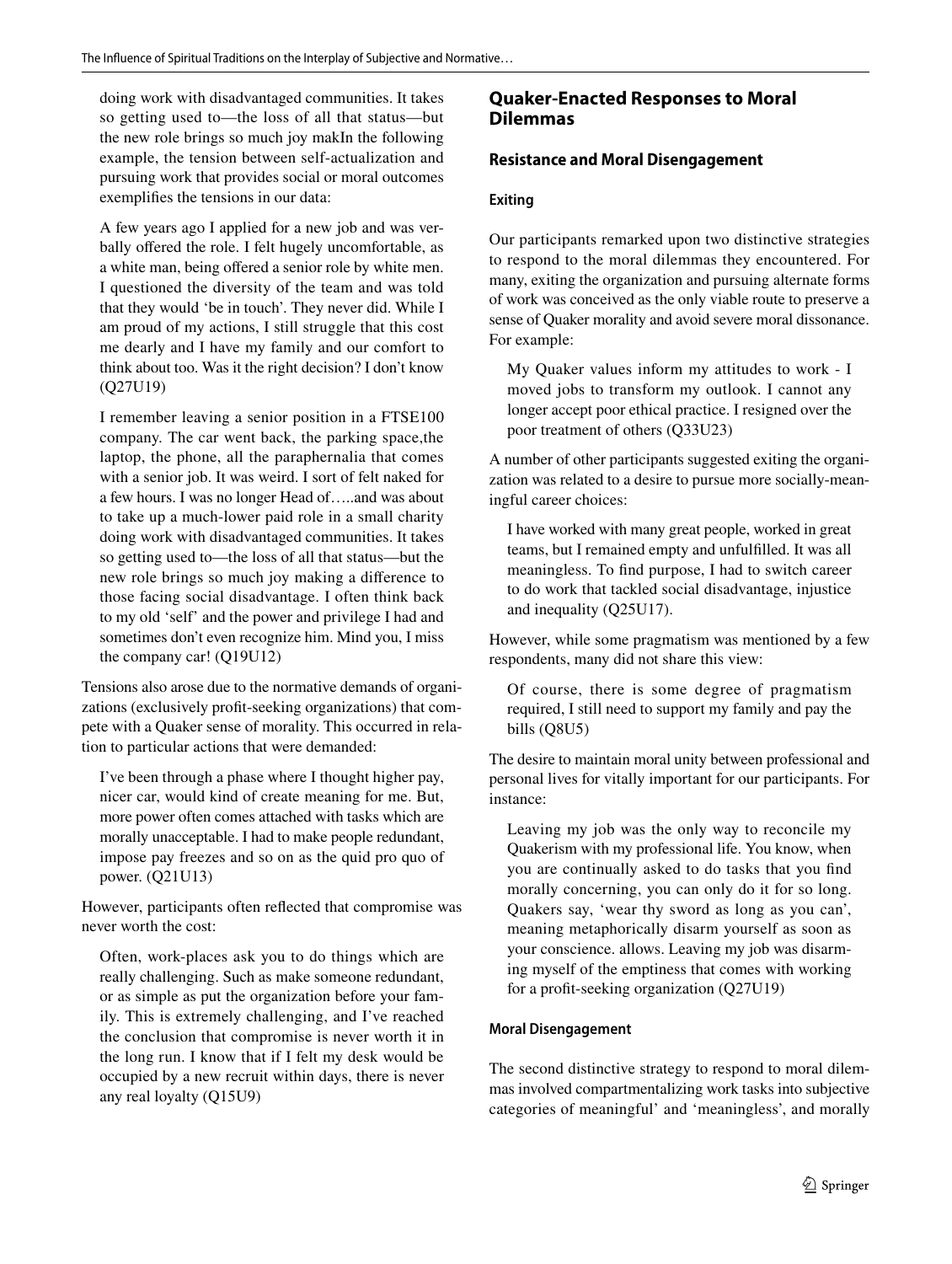doing work with disadvantaged communities. It takes so getting used to—the loss of all that status—but the new role brings so much joy makIn the following example, the tension between self-actualization and pursuing work that provides social or moral outcomes exemplifies the tensions in our data:

> A few years ago I applied for a new job and was verbally offered the role. I felt hugely uncomfortable, as a white man, being offered a senior role by white men. I questioned the diversity of the team and was told that they would 'be in touch'. They never did. While I am proud of my actions, I still struggle that this cost me dearly and I have my family and our comfort to think about too. Was it the right decision? I don't know (Q27U19)

> I remember leaving a senior position in a FTSE100 company. The car went back, the parking space,the laptop, the phone, all the paraphernalia that comes with a senior job. It was weird. I sort of felt naked for a few hours. I was no longer Head of…..and was about to take up a much-lower paid role in a small charity doing work with disadvantaged communities. It takes so getting used to—the loss of all that status—but the new role brings so much joy making a difference to those facing social disadvantage. I often think back to my old 'self' and the power and privilege I had and sometimes don't even recognize him. Mind you, I miss the company car! (Q19U12)

Tensions also arose due to the normative demands of organizations (exclusively profit-seeking organizations) that compete with a Quaker sense of morality. This occurred in relation to particular actions that were demanded:

> I've been through a phase where I thought higher pay, nicer car, would kind of create meaning for me. But, more power often comes attached with tasks which are morally unacceptable. I had to make people redundant, impose pay freezes and so on as the quid pro quo of power. (Q21U13)

However, participants often reflected that compromise was never worth the cost:

> Often, work-places ask you to do things which are really challenging. Such as make someone redundant, or as simple as put the organization before your family. This is extremely challenging, and I've reached the conclusion that compromise is never worth it in the long run. I know that if I felt my desk would be occupied by a new recruit within days, there is never any real loyalty (Q15U9)

## Quaker-Enacted Responses to Moral Dilemmas

### Resistance and Moral Disengagement

#### Exiting

Our participants remarked upon two distinctive strategies to respond to the moral dilemmas they encountered. For many, exiting the organization and pursuing alternate forms of work was conceived as the only viable route to preserve a sense of Quaker morality and avoid severe moral dissonance. For example:

> My Quaker values inform my attitudes to work - I moved jobs to transform my outlook. I cannot any longer accept poor ethical practice. I resigned over the poor treatment of others (Q33U23)

A number of other participants suggested exiting the organization was related to a desire to pursue more socially-meaningful career choices:

> I have worked with many great people, worked in great teams, but I remained empty and unfulfilled. It was all meaningless. To find purpose, I had to switch career to do work that tackled social disadvantage, injustice and inequality (Q25U17).

However, while some pragmatism was mentioned by a few respondents, many did not share this view:

> Of course, there is some degree of pragmatism required, I still need to support my family and pay the bills (Q8U5)

The desire to maintain moral unity between professional and personal lives for vitally important for our participants. For instance:

> Leaving my job was the only way to reconcile my Quakerism with my professional life. You know, when you are continually asked to do tasks that you find morally concerning, you can only do it for so long. Quakers say, 'wear thy sword as long as you can', meaning metaphorically disarm yourself as soon as your conscience. allows. Leaving my job was disarming myself of the emptiness that comes with working for a profit-seeking organization (Q27U19)

#### Moral Disengagement

The second distinctive strategy to respond to moral dilemmas involved compartmentalizing work tasks into subjective categories of meaningful' and 'meaningless', and morally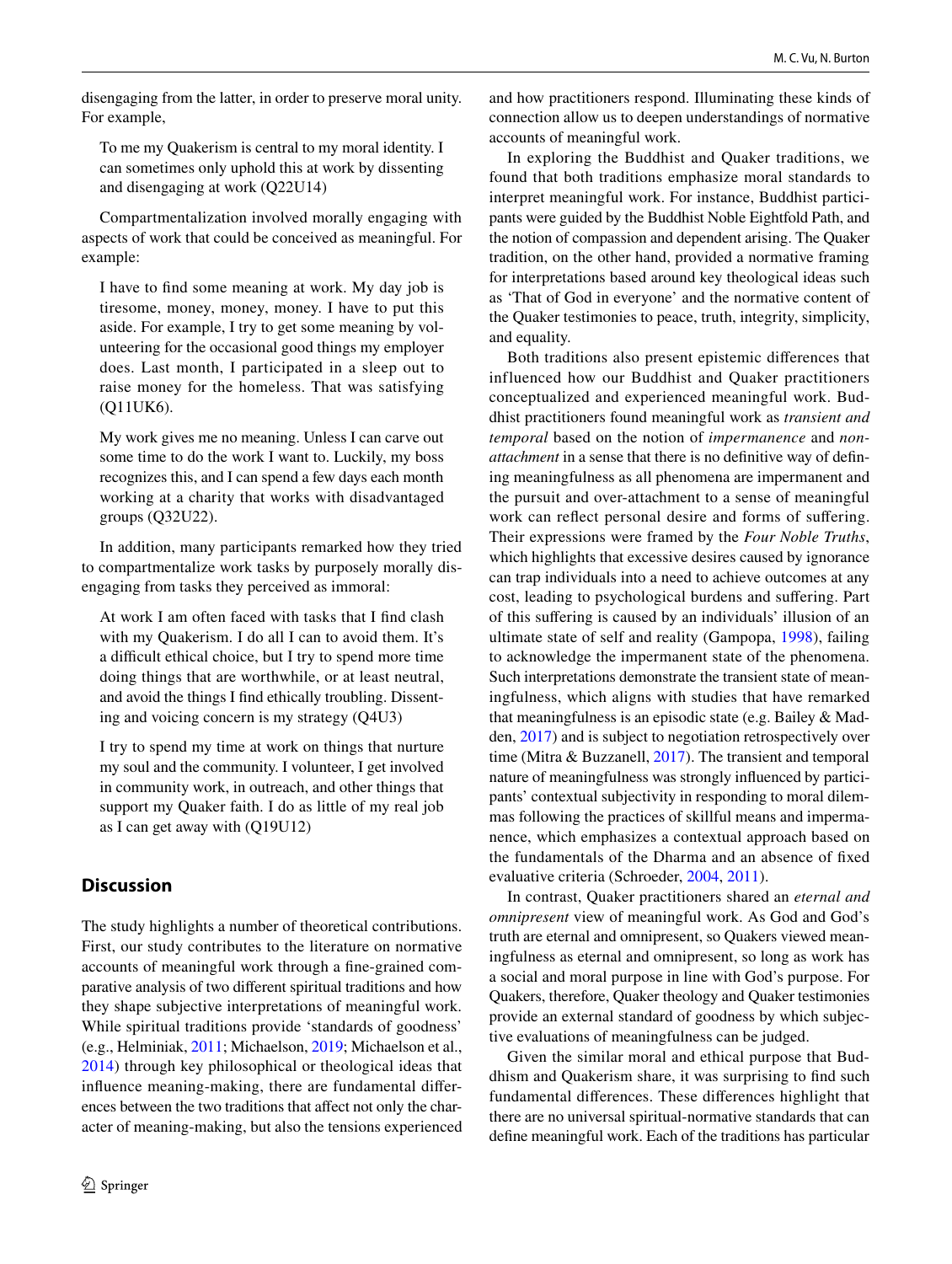disengaging from the latter, in order to preserve moral unity. For example,

> To me my Quakerism is central to my moral identity. I can sometimes only uphold this at work by dissenting and disengaging at work (Q22U14)

Compartmentalization involved morally engaging with aspects of work that could be conceived as meaningful. For example:

> I have to find some meaning at work. My day job is tiresome, money, money, money. I have to put this aside. For example, I try to get some meaning by volunteering for the occasional good things my employer does. Last month, I participated in a sleep out to raise money for the homeless. That was satisfying (Q11UK6).

> My work gives me no meaning. Unless I can carve out some time to do the work I want to. Luckily, my boss recognizes this, and I can spend a few days each month working at a charity that works with disadvantaged groups (Q32U22).

In addition, many participants remarked how they tried to compartmentalize work tasks by purposely morally disengaging from tasks they perceived as immoral:

> At work I am often faced with tasks that I find clash with my Quakerism. I do all I can to avoid them. It's a difficult ethical choice, but I try to spend more time doing things that are worthwhile, or at least neutral, and avoid the things I find ethically troubling. Dissenting and voicing concern is my strategy (Q4U3)

> I try to spend my time at work on things that nurture my soul and the community. I volunteer, I get involved in community work, in outreach, and other things that support my Quaker faith. I do as little of my real job as I can get away with (Q19U12)

## Discussion

The study highlights a number of theoretical contributions. First, our study contributes to the literature on normative accounts of meaningful work through a fine-grained comparative analysis of two different spiritual traditions and how they shape subjective interpretations of meaningful work. While spiritual traditions provide 'standards of goodness' (e.g., Helminiak, 2011; Michaelson, 2019; Michaelson et al., 2014) through key philosophical or theological ideas that influence meaning-making, there are fundamental differences between the two traditions that affect not only the character of meaning-making, but also the tensions experienced and how practitioners respond. Illuminating these kinds of connection allow us to deepen understandings of normative accounts of meaningful work.

In exploring the Buddhist and Quaker traditions, we found that both traditions emphasize moral standards to interpret meaningful work. For instance, Buddhist participants were guided by the Buddhist Noble Eightfold Path, and the notion of compassion and dependent arising. The Quaker tradition, on the other hand, provided a normative framing for interpretations based around key theological ideas such as 'That of God in everyone' and the normative content of the Quaker testimonies to peace, truth, integrity, simplicity, and equality.

Both traditions also present epistemic differences that influenced how our Buddhist and Quaker practitioners conceptualized and experienced meaningful work. Buddhist practitioners found meaningful work as *transient and temporal* based on the notion of *impermanence* and *non-attachment* in a sense that there is no definitive way of defining meaningfulness as all phenomena are impermanent and the pursuit and over-attachment to a sense of meaningful work can reflect personal desire and forms of suffering. Their expressions were framed by the *Four Noble Truths*, which highlights that excessive desires caused by ignorance can trap individuals into a need to achieve outcomes at any cost, leading to psychological burdens and suffering. Part of this suffering is caused by an individuals' illusion of an ultimate state of self and reality (Gampopa, 1998), failing to acknowledge the impermanent state of the phenomena. Such interpretations demonstrate the transient state of meaningfulness, which aligns with studies that have remarked that meaningfulness is an episodic state (e.g. Bailey & Madden, 2017) and is subject to negotiation retrospectively over time (Mitra & Buzzanell, 2017). The transient and temporal nature of meaningfulness was strongly influenced by participants' contextual subjectivity in responding to moral dilemmas following the practices of skillful means and impermanence, which emphasizes a contextual approach based on the fundamentals of the Dharma and an absence of fixed evaluative criteria (Schroeder, 2004, 2011).

In contrast, Quaker practitioners shared an *eternal and omnipresent* view of meaningful work. As God and God's truth are eternal and omnipresent, so Quakers viewed meaningfulness as eternal and omnipresent, so long as work has a social and moral purpose in line with God's purpose. For Quakers, therefore, Quaker theology and Quaker testimonies provide an external standard of goodness by which subjective evaluations of meaningfulness can be judged.

Given the similar moral and ethical purpose that Buddhism and Quakerism share, it was surprising to find such fundamental differences. These differences highlight that there are no universal spiritual-normative standards that can define meaningful work. Each of the traditions has particular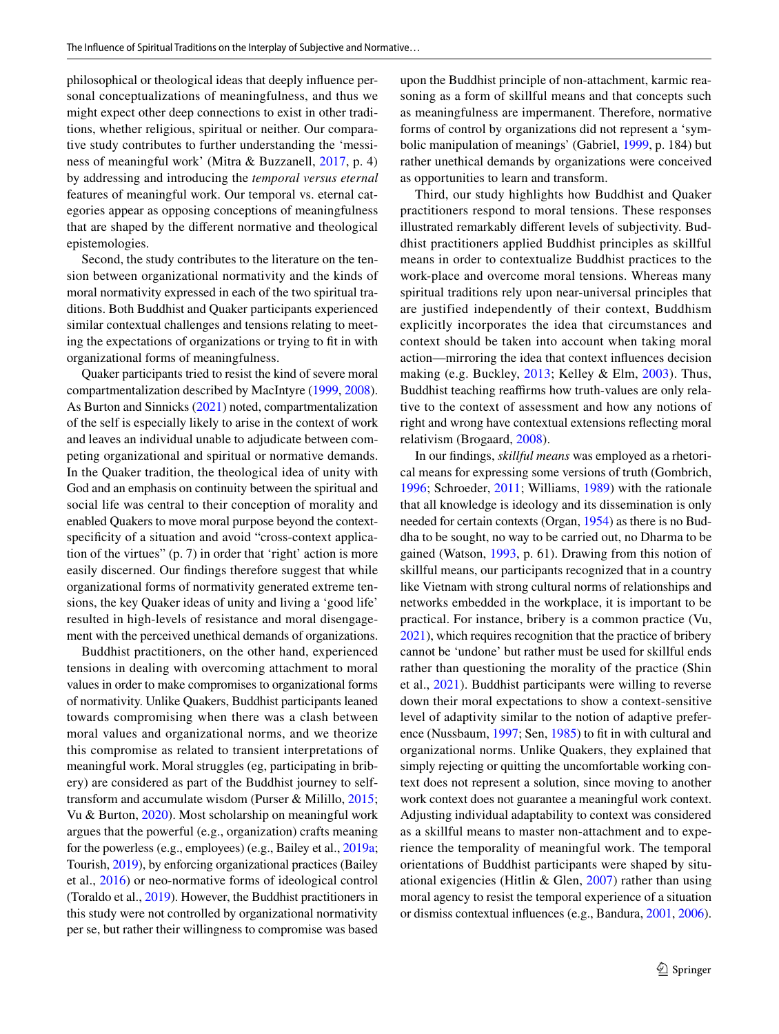philosophical or theological ideas that deeply influence personal conceptualizations of meaningfulness, and thus we might expect other deep connections to exist in other traditions, whether religious, spiritual or neither. Our comparative study contributes to further understanding the 'messiness of meaningful work' (Mitra & Buzzanell, 2017, p. 4) by addressing and introducing the *temporal versus eternal* features of meaningful work. Our temporal vs. eternal categories appear as opposing conceptions of meaningfulness that are shaped by the different normative and theological epistemologies.

Second, the study contributes to the literature on the tension between organizational normativity and the kinds of moral normativity expressed in each of the two spiritual traditions. Both Buddhist and Quaker participants experienced similar contextual challenges and tensions relating to meeting the expectations of organizations or trying to fit in with organizational forms of meaningfulness.

Quaker participants tried to resist the kind of severe moral compartmentalization described by MacIntyre (1999, 2008). As Burton and Sinnicks (2021) noted, compartmentalization of the self is especially likely to arise in the context of work and leaves an individual unable to adjudicate between competing organizational and spiritual or normative demands. In the Quaker tradition, the theological idea of unity with God and an emphasis on continuity between the spiritual and social life was central to their conception of morality and enabled Quakers to move moral purpose beyond the context-specificity of a situation and avoid "cross-context application of the virtues" (p. 7) in order that 'right' action is more easily discerned. Our findings therefore suggest that while organizational forms of normativity generated extreme tensions, the key Quaker ideas of unity and living a 'good life' resulted in high-levels of resistance and moral disengagement with the perceived unethical demands of organizations.

Buddhist practitioners, on the other hand, experienced tensions in dealing with overcoming attachment to moral values in order to make compromises to organizational forms of normativity. Unlike Quakers, Buddhist participants leaned towards compromising when there was a clash between moral values and organizational norms, and we theorize this compromise as related to transient interpretations of meaningful work. Moral struggles (eg, participating in bribery) are considered as part of the Buddhist journey to self-transform and accumulate wisdom (Purser & Milillo, 2015; Vu & Burton, 2020). Most scholarship on meaningful work argues that the powerful (e.g., organization) crafts meaning for the powerless (e.g., employees) (e.g., Bailey et al., 2019a; Tourish, 2019), by enforcing organizational practices (Bailey et al., 2016) or neo-normative forms of ideological control (Toraldo et al., 2019). However, the Buddhist practitioners in this study were not controlled by organizational normativity per se, but rather their willingness to compromise was based upon the Buddhist principle of non-attachment, karmic reasoning as a form of skillful means and that concepts such as meaningfulness are impermanent. Therefore, normative forms of control by organizations did not represent a 'symbolic manipulation of meanings' (Gabriel, 1999, p. 184) but rather unethical demands by organizations were conceived as opportunities to learn and transform.

Third, our study highlights how Buddhist and Quaker practitioners respond to moral tensions. These responses illustrated remarkably different levels of subjectivity. Buddhist practitioners applied Buddhist principles as skillful means in order to contextualize Buddhist practices to the work-place and overcome moral tensions. Whereas many spiritual traditions rely upon near-universal principles that are justified independently of their context, Buddhism explicitly incorporates the idea that circumstances and context should be taken into account when taking moral action—mirroring the idea that context influences decision making (e.g. Buckley, 2013; Kelley & Elm, 2003). Thus, Buddhist teaching reaffirms how truth-values are only relative to the context of assessment and how any notions of right and wrong have contextual extensions reflecting moral relativism (Brogaard, 2008).

In our findings, *skillful means* was employed as a rhetorical means for expressing some versions of truth (Gombrich, 1996; Schroeder, 2011; Williams, 1989) with the rationale that all knowledge is ideology and its dissemination is only needed for certain contexts (Organ, 1954) as there is no Buddha to be sought, no way to be carried out, no Dharma to be gained (Watson, 1993, p. 61). Drawing from this notion of skillful means, our participants recognized that in a country like Vietnam with strong cultural norms of relationships and networks embedded in the workplace, it is important to be practical. For instance, bribery is a common practice (Vu, 2021), which requires recognition that the practice of bribery cannot be 'undone' but rather must be used for skillful ends rather than questioning the morality of the practice (Shin et al., 2021). Buddhist participants were willing to reverse down their moral expectations to show a context-sensitive level of adaptivity similar to the notion of adaptive preference (Nussbaum, 1997; Sen, 1985) to fit in with cultural and organizational norms. Unlike Quakers, they explained that simply rejecting or quitting the uncomfortable working context does not represent a solution, since moving to another work context does not guarantee a meaningful work context. Adjusting individual adaptability to context was considered as a skillful means to master non-attachment and to experience the temporality of meaningful work. The temporal orientations of Buddhist participants were shaped by situational exigencies (Hitlin & Glen, 2007) rather than using moral agency to resist the temporal experience of a situation or dismiss contextual influences (e.g., Bandura, 2001, 2006).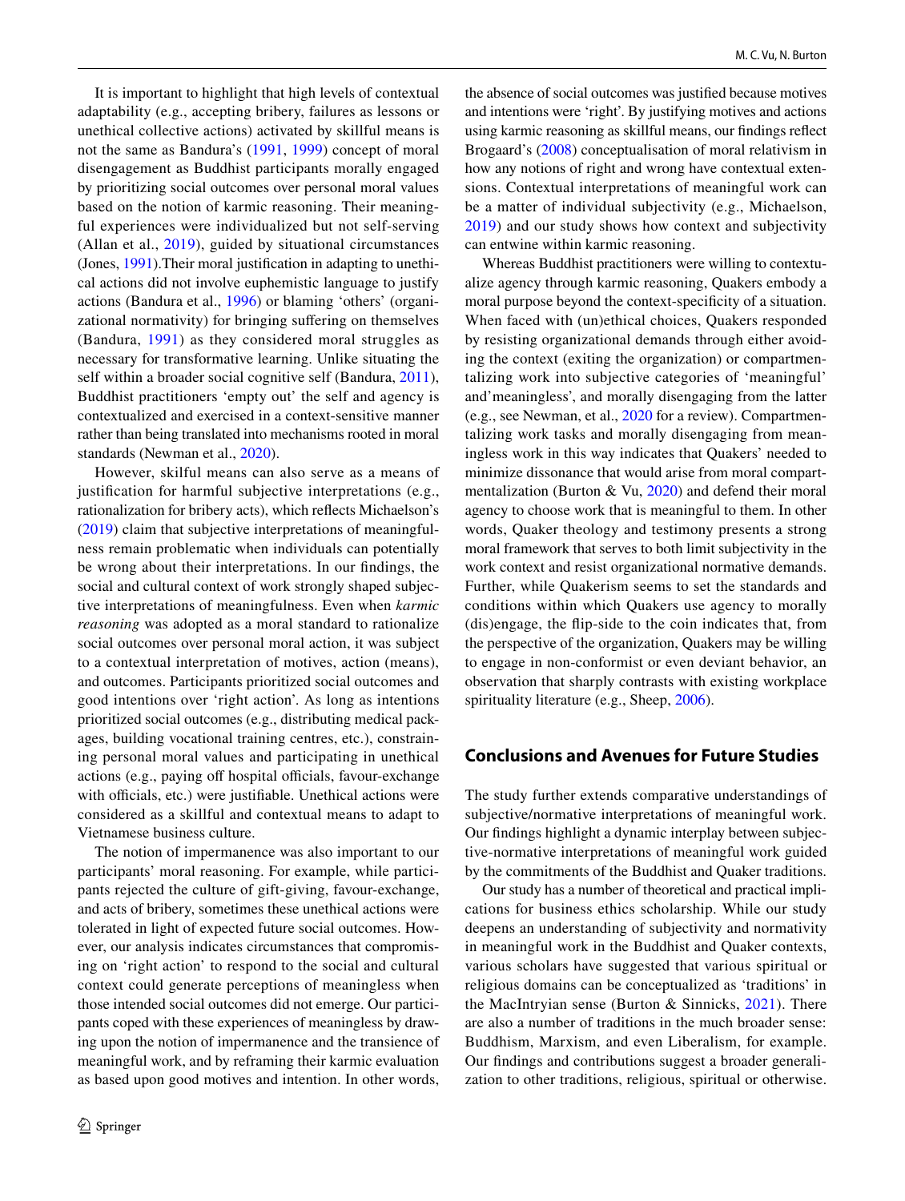It is important to highlight that high levels of contextual adaptability (e.g., accepting bribery, failures as lessons or unethical collective actions) activated by skillful means is not the same as Bandura's (1991, 1999) concept of moral disengagement as Buddhist participants morally engaged by prioritizing social outcomes over personal moral values based on the notion of karmic reasoning. Their meaningful experiences were individualized but not self-serving (Allan et al., 2019), guided by situational circumstances (Jones, 1991).Their moral justification in adapting to unethical actions did not involve euphemistic language to justify actions (Bandura et al., 1996) or blaming 'others' (organizational normativity) for bringing suffering on themselves (Bandura, 1991) as they considered moral struggles as necessary for transformative learning. Unlike situating the self within a broader social cognitive self (Bandura, 2011), Buddhist practitioners 'empty out' the self and agency is contextualized and exercised in a context-sensitive manner rather than being translated into mechanisms rooted in moral standards (Newman et al., 2020).

However, skilful means can also serve as a means of justification for harmful subjective interpretations (e.g., rationalization for bribery acts), which reflects Michaelson's (2019) claim that subjective interpretations of meaningfulness remain problematic when individuals can potentially be wrong about their interpretations. In our findings, the social and cultural context of work strongly shaped subjective interpretations of meaningfulness. Even when *karmic reasoning* was adopted as a moral standard to rationalize social outcomes over personal moral action, it was subject to a contextual interpretation of motives, action (means), and outcomes. Participants prioritized social outcomes and good intentions over 'right action'. As long as intentions prioritized social outcomes (e.g., distributing medical packages, building vocational training centres, etc.), constraining personal moral values and participating in unethical actions (e.g., paying off hospital officials, favour-exchange with officials, etc.) were justifiable. Unethical actions were considered as a skillful and contextual means to adapt to Vietnamese business culture.

The notion of impermanence was also important to our participants' moral reasoning. For example, while participants rejected the culture of gift-giving, favour-exchange, and acts of bribery, sometimes these unethical actions were tolerated in light of expected future social outcomes. However, our analysis indicates circumstances that compromising on 'right action' to respond to the social and cultural context could generate perceptions of meaningless when those intended social outcomes did not emerge. Our participants coped with these experiences of meaningless by drawing upon the notion of impermanence and the transience of meaningful work, and by reframing their karmic evaluation as based upon good motives and intention. In other words, the absence of social outcomes was justified because motives and intentions were 'right'. By justifying motives and actions using karmic reasoning as skillful means, our findings reflect Brogaard's (2008) conceptualisation of moral relativism in how any notions of right and wrong have contextual extensions. Contextual interpretations of meaningful work can be a matter of individual subjectivity (e.g., Michaelson, 2019) and our study shows how context and subjectivity can entwine within karmic reasoning.

Whereas Buddhist practitioners were willing to contextualize agency through karmic reasoning, Quakers embody a moral purpose beyond the context-specificity of a situation. When faced with (un)ethical choices, Quakers responded by resisting organizational demands through either avoiding the context (exiting the organization) or compartmentalizing work into subjective categories of 'meaningful' and'meaningless', and morally disengaging from the latter (e.g., see Newman, et al., 2020 for a review). Compartmentalizing work tasks and morally disengaging from meaningless work in this way indicates that Quakers' needed to minimize dissonance that would arise from moral compartmentalization (Burton & Vu, 2020) and defend their moral agency to choose work that is meaningful to them. In other words, Quaker theology and testimony presents a strong moral framework that serves to both limit subjectivity in the work context and resist organizational normative demands. Further, while Quakerism seems to set the standards and conditions within which Quakers use agency to morally (dis)engage, the flip-side to the coin indicates that, from the perspective of the organization, Quakers may be willing to engage in non-conformist or even deviant behavior, an observation that sharply contrasts with existing workplace spirituality literature (e.g., Sheep, 2006).

## Conclusions and Avenues for Future Studies

The study further extends comparative understandings of subjective/normative interpretations of meaningful work. Our findings highlight a dynamic interplay between subjective-normative interpretations of meaningful work guided by the commitments of the Buddhist and Quaker traditions.

Our study has a number of theoretical and practical implications for business ethics scholarship. While our study deepens an understanding of subjectivity and normativity in meaningful work in the Buddhist and Quaker contexts, various scholars have suggested that various spiritual or religious domains can be conceptualized as 'traditions' in the MacIntryian sense (Burton & Sinnicks, 2021). There are also a number of traditions in the much broader sense: Buddhism, Marxism, and even Liberalism, for example. Our findings and contributions suggest a broader generalization to other traditions, religious, spiritual or otherwise.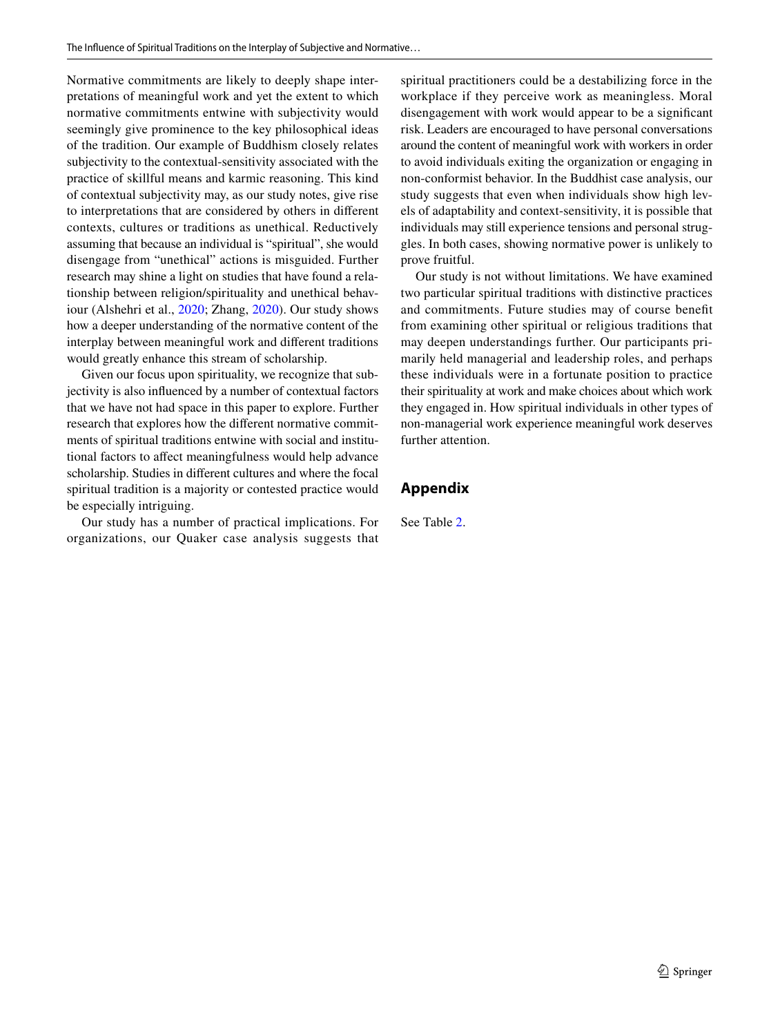Normative commitments are likely to deeply shape interpretations of meaningful work and yet the extent to which normative commitments entwine with subjectivity would seemingly give prominence to the key philosophical ideas of the tradition. Our example of Buddhism closely relates subjectivity to the contextual-sensitivity associated with the practice of skillful means and karmic reasoning. This kind of contextual subjectivity may, as our study notes, give rise to interpretations that are considered by others in different contexts, cultures or traditions as unethical. Reductively assuming that because an individual is "spiritual", she would disengage from "unethical" actions is misguided. Further research may shine a light on studies that have found a relationship between religion/spirituality and unethical behaviour (Alshehri et al., 2020; Zhang, 2020). Our study shows how a deeper understanding of the normative content of the interplay between meaningful work and different traditions would greatly enhance this stream of scholarship.

Given our focus upon spirituality, we recognize that subjectivity is also influenced by a number of contextual factors that we have not had space in this paper to explore. Further research that explores how the different normative commitments of spiritual traditions entwine with social and institutional factors to affect meaningfulness would help advance scholarship. Studies in different cultures and where the focal spiritual tradition is a majority or contested practice would be especially intriguing.

Our study has a number of practical implications. For organizations, our Quaker case analysis suggests that spiritual practitioners could be a destabilizing force in the workplace if they perceive work as meaningless. Moral disengagement with work would appear to be a significant risk. Leaders are encouraged to have personal conversations around the content of meaningful work with workers in order to avoid individuals exiting the organization or engaging in non-conformist behavior. In the Buddhist case analysis, our study suggests that even when individuals show high levels of adaptability and context-sensitivity, it is possible that individuals may still experience tensions and personal struggles. In both cases, showing normative power is unlikely to prove fruitful.

Our study is not without limitations. We have examined two particular spiritual traditions with distinctive practices and commitments. Future studies may of course benefit from examining other spiritual or religious traditions that may deepen understandings further. Our participants primarily held managerial and leadership roles, and perhaps these individuals were in a fortunate position to practice their spirituality at work and make choices about which work they engaged in. How spiritual individuals in other types of non-managerial work experience meaningful work deserves further attention.

## Appendix

See Table 2.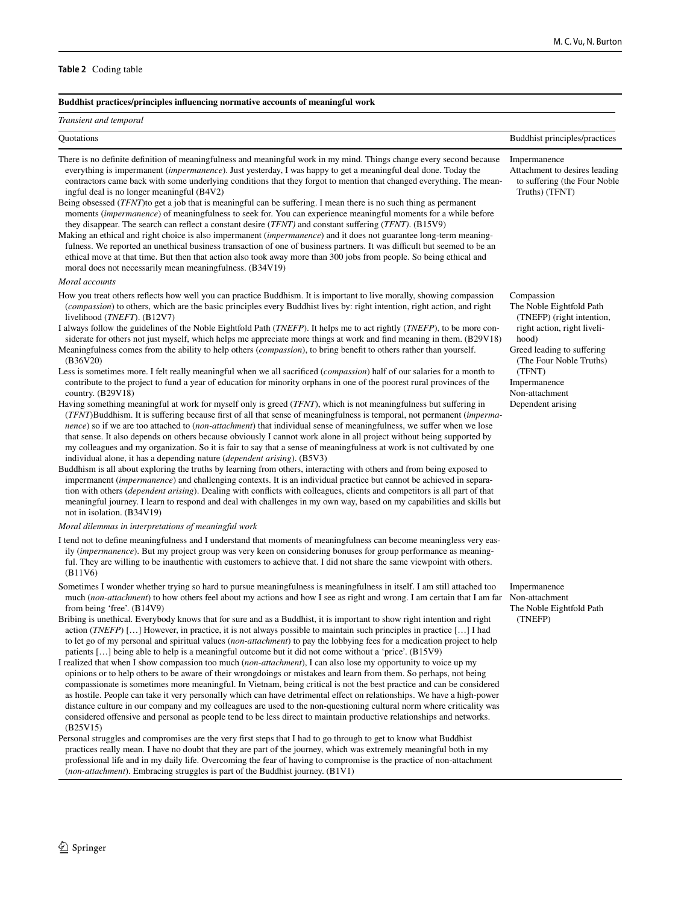**Table 2** Coding table

| **Buddhist practices/principles influencing normative accounts of meaningful work** | |
|---|---|
| *Transient and temporal* | |
| Quotations | Buddhist principles/practices |
| There is no definite definition of meaningfulness and meaningful work in my mind. Things change every second because everything is impermanent (*impermanence*). Just yesterday, I was happy to get a meaningful deal done. Today the contractors came back with some underlying conditions that they forgot to mention that changed everything. The meaningful deal is no longer meaningful (B4V2)<br>Being obsessed (*TFNT*)to get a job that is meaningful can be suffering. I mean there is no such thing as permanent moments (*impermanence*) of meaningfulness to seek for. You can experience meaningful moments for a while before they disappear. The search can reflect a constant desire (*TFNT)* and constant suffering (*TFNT)*. (B15V9)<br>Making an ethical and right choice is also impermanent (*impermanence*) and it does not guarantee long-term meaningfulness. We reported an unethical business transaction of one of business partners. It was difficult but seemed to be an ethical move at that time. But then that action also took away more than 300 jobs from people. So being ethical and moral does not necessarily mean meaningfulness. (B34V19) | Impermanence<br>Attachment to desires leading to suffering (the Four Noble Truths) (TFNT) |
| *Moral accounts* | |
| How you treat others reflects how well you can practice Buddhism. It is important to live morally, showing compassion (*compassion*) to others, which are the basic principles every Buddhist lives by: right intention, right action, and right livelihood (*TNEFT*). (B12V7)<br>I always follow the guidelines of the Noble Eightfold Path (*TNEFP*). It helps me to act rightly (*TNEFP*), to be more considerate for others not just myself, which helps me appreciate more things at work and find meaning in them. (B29V18)<br>Meaningfulness comes from the ability to help others (*compassion*), to bring benefit to others rather than yourself. (B36V20)<br>Less is sometimes more. I felt really meaningful when we all sacrificed (*compassion*) half of our salaries for a month to contribute to the project to fund a year of education for minority orphans in one of the poorest rural provinces of the country. (B29V18)<br>Having something meaningful at work for myself only is greed (*TFNT*), which is not meaningfulness but suffering in (*TFNT*)Buddhism. It is suffering because first of all that sense of meaningfulness is temporal, not permanent (*impermanence*) so if we are too attached to (*non-attachment*) that individual sense of meaningfulness, we suffer when we lose that sense. It also depends on others because obviously I cannot work alone in all project without being supported by my colleagues and my organization. So it is fair to say that a sense of meaningfulness at work is not cultivated by one individual alone, it has a depending nature (*dependent arising*). (B5V3)<br>Buddhism is all about exploring the truths by learning from others, interacting with others and from being exposed to impermanent (*impermanence*) and challenging contexts. It is an individual practice but cannot be achieved in separation with others (*dependent arising*). Dealing with conflicts with colleagues, clients and competitors is all part of that meaningful journey. I learn to respond and deal with challenges in my own way, based on my capabilities and skills but not in isolation. (B34V19) | Compassion<br>The Noble Eightfold Path (TNEFP) (right intention, right action, right livelihood)<br>Greed leading to suffering (The Four Noble Truths) (TFNT)<br>Impermanence<br>Non-attachment<br>Dependent arising |
| *Moral dilemmas in interpretations of meaningful work* | |
| I tend not to define meaningfulness and I understand that moments of meaningfulness can become meaningless very easily (*impermanence*). But my project group was very keen on considering bonuses for group performance as meaningful. They are willing to be inauthentic with customers to achieve that. I did not share the same viewpoint with others. (B11V6) | |
| Sometimes I wonder whether trying so hard to pursue meaningfulness is meaningfulness in itself. I am still attached too much (*non-attachment*) to how others feel about my actions and how I see as right and wrong. I am certain that I am far from being 'free'. (B14V9)<br>Bribing is unethical. Everybody knows that for sure and as a Buddhist, it is important to show right intention and right action (*TNEFP*) […] However, in practice, it is not always possible to maintain such principles in practice […] I had to let go of my personal and spiritual values (*non-attachment*) to pay the lobbying fees for a medication project to help patients […] being able to help is a meaningful outcome but it did not come without a 'price'. (B15V9)<br>I realized that when I show compassion too much (*non-attachment*), I can also lose my opportunity to voice up my opinions or to help others to be aware of their wrongdoings or mistakes and learn from them. So perhaps, not being compassionate is sometimes more meaningful. In Vietnam, being critical is not the best practice and can be considered as hostile. People can take it very personally which can have detrimental effect on relationships. We have a high-power distance culture in our company and my colleagues are used to the non-questioning cultural norm where criticality was considered offensive and personal as people tend to be less direct to maintain productive relationships and networks. (B25V15)<br>Personal struggles and compromises are the very first steps that I had to go through to get to know what Buddhist practices really mean. I have no doubt that they are part of the journey, which was extremely meaningful both in my professional life and in my daily life. Overcoming the fear of having to compromise is the practice of non-attachment (*non-attachment*). Embracing struggles is part of the Buddhist journey. (B1V1) | Impermanence<br>Non-attachment<br>The Noble Eightfold Path (TNEFP) |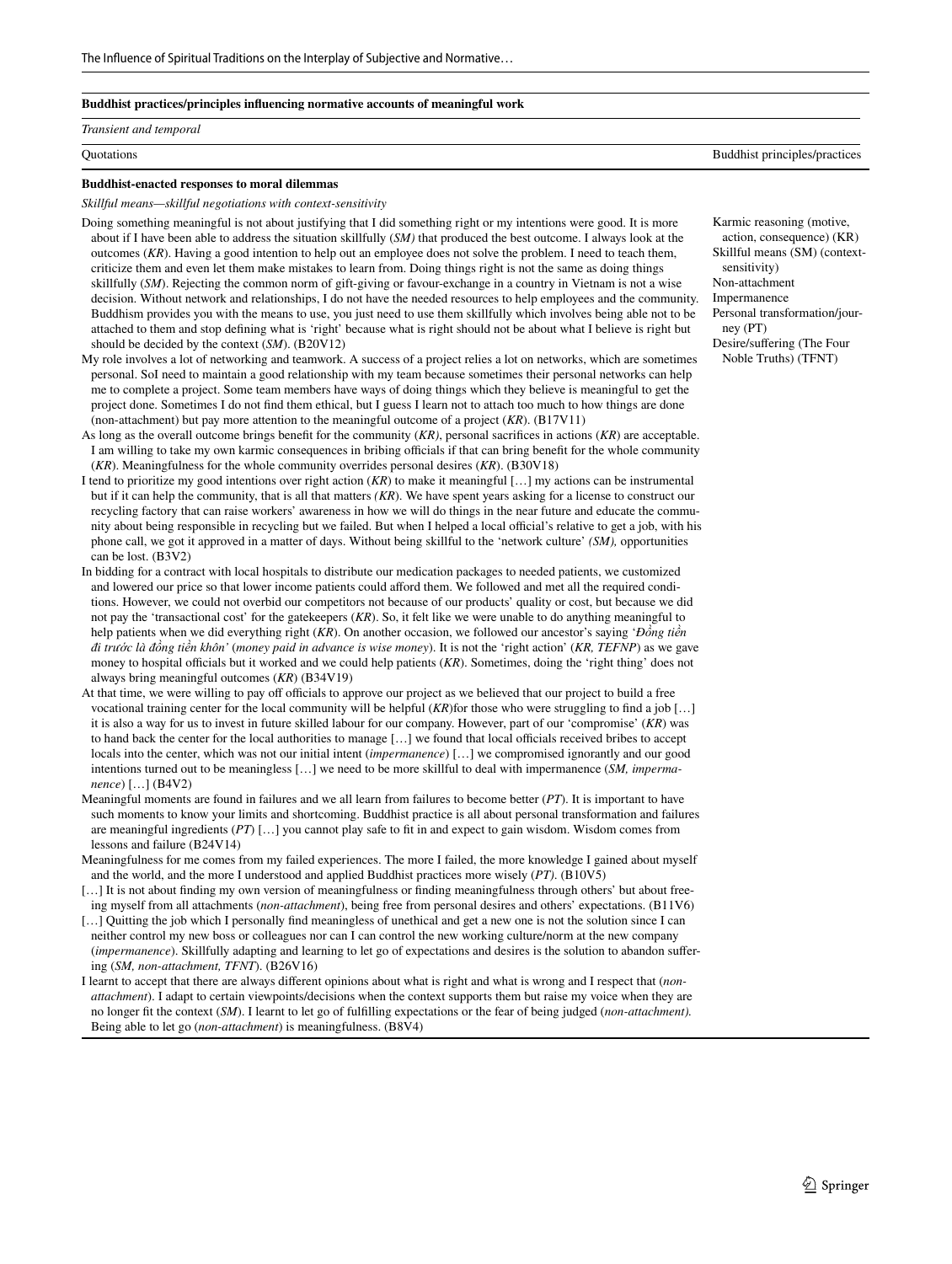**Buddhist practices/principles influencing normative accounts of meaningful work**

*Transient and temporal*

| Quotations | Buddhist principles/practices |
|---|---|
| **Buddhist-enacted responses to moral dilemmas** | |
| *Skillful means—skillful negotiations with context-sensitivity* | |
| Doing something meaningful is not about justifying that I did something right or my intentions were good. It is more about if I have been able to address the situation skillfully (*SM)* that produced the best outcome. I always look at the outcomes (*KR*). Having a good intention to help out an employee does not solve the problem. I need to teach them, criticize them and even let them make mistakes to learn from. Doing things right is not the same as doing things skillfully (*SM*). Rejecting the common norm of gift-giving or favour-exchange in a country in Vietnam is not a wise decision. Without network and relationships, I do not have the needed resources to help employees and the community. Buddhism provides you with the means to use, you just need to use them skillfully which involves being able not to be attached to them and stop defining what is 'right' because what is right should not be about what I believe is right but should be decided by the context (*SM*). (B20V12) | Karmic reasoning (motive, action, consequence) (KR)<br>Skillful means (SM) (context-sensitivity)<br>Non-attachment<br>Impermanence<br>Personal transformation/journey (PT)<br>Desire/suffering (The Four Noble Truths) (TFNT) |
| My role involves a lot of networking and teamwork. A success of a project relies a lot on networks, which are sometimes personal. SoI need to maintain a good relationship with my team because sometimes their personal networks can help me to complete a project. Some team members have ways of doing things which they believe is meaningful to get the project done. Sometimes I do not find them ethical, but I guess I learn not to attach too much to how things are done (non-attachment) but pay more attention to the meaningful outcome of a project (*KR*). (B17V11) | |
| As long as the overall outcome brings benefit for the community (*KR)*, personal sacrifices in actions (*KR*) are acceptable. I am willing to take my own karmic consequences in bribing officials if that can bring benefit for the whole community (*KR*). Meaningfulness for the whole community overrides personal desires (*KR*). (B30V18) | |
| I tend to prioritize my good intentions over right action (*KR*) to make it meaningful […] my actions can be instrumental but if it can help the community, that is all that matters *(KR*). We have spent years asking for a license to construct our recycling factory that can raise workers' awareness in how we will do things in the near future and educate the community about being responsible in recycling but we failed. But when I helped a local official's relative to get a job, with his phone call, we got it approved in a matter of days. Without being skillful to the 'network culture' *(SM),* opportunities can be lost. (B3V2) | |
| In bidding for a contract with local hospitals to distribute our medication packages to needed patients, we customized and lowered our price so that lower income patients could afford them. We followed and met all the required conditions. However, we could not overbid our competitors not because of our products' quality or cost, but because we did not pay the 'transactional cost' for the gatekeepers (*KR*). So, it felt like we were unable to do anything meaningful to help patients when we did everything right (*KR*). On another occasion, we followed our ancestor's saying '*Đồng tiền đi trước là đồng tiền khôn'* (*money paid in advance is wise money*). It is not the 'right action' (*KR, TEFNP*) as we gave money to hospital officials but it worked and we could help patients (*KR*). Sometimes, doing the 'right thing' does not always bring meaningful outcomes (*KR*) (B34V19) | |
| At that time, we were willing to pay off officials to approve our project as we believed that our project to build a free vocational training center for the local community will be helpful (*KR*)for those who were struggling to find a job […] it is also a way for us to invest in future skilled labour for our company. However, part of our 'compromise' (*KR*) was to hand back the center for the local authorities to manage […] we found that local officials received bribes to accept locals into the center, which was not our initial intent (*impermanence*) […] we compromised ignorantly and our good intentions turned out to be meaningless […] we need to be more skillful to deal with impermanence (*SM, impermanence*) […] (B4V2) | |
| Meaningful moments are found in failures and we all learn from failures to become better (*PT*). It is important to have such moments to know your limits and shortcoming. Buddhist practice is all about personal transformation and failures are meaningful ingredients (*PT*) […] you cannot play safe to fit in and expect to gain wisdom. Wisdom comes from lessons and failure (B24V14) | |
| Meaningfulness for me comes from my failed experiences. The more I failed, the more knowledge I gained about myself and the world, and the more I understood and applied Buddhist practices more wisely (*PT)*. (B10V5) | |
| […] It is not about finding my own version of meaningfulness or finding meaningfulness through others' but about freeing myself from all attachments (*non-attachment*), being free from personal desires and others' expectations. (B11V6) | |
| […] Quitting the job which I personally find meaningless of unethical and get a new one is not the solution since I can neither control my new boss or colleagues nor can I can control the new working culture/norm at the new company (*impermanence*). Skillfully adapting and learning to let go of expectations and desires is the solution to abandon suffering (*SM, non-attachment, TFNT*). (B26V16) | |
| I learnt to accept that there are always different opinions about what is right and what is wrong and I respect that (*non-attachment*). I adapt to certain viewpoints/decisions when the context supports them but raise my voice when they are no longer fit the context (*SM*). I learnt to let go of fulfilling expectations or the fear of being judged (*non-attachment).* Being able to let go (*non-attachment*) is meaningfulness. (B8V4) | |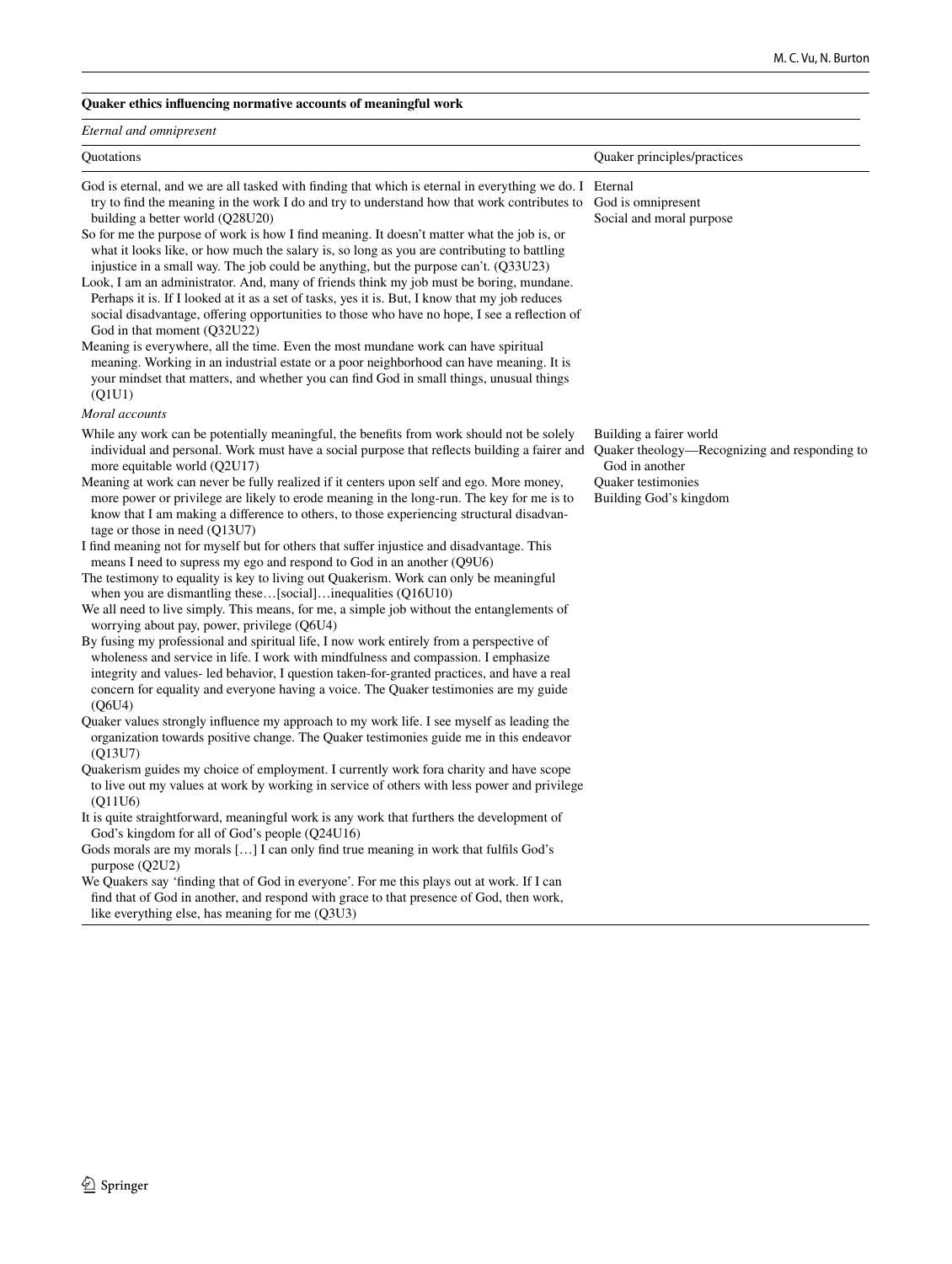| Quaker ethics influencing normative accounts of meaningful work | |
|---|---|
| *Eternal and omnipresent* | |
| Quotations | Quaker principles/practices |
| God is eternal, and we are all tasked with finding that which is eternal in everything we do. I try to find the meaning in the work I do and try to understand how that work contributes to building a better world (Q28U20)<br>So for me the purpose of work is how I find meaning. It doesn't matter what the job is, or what it looks like, or how much the salary is, so long as you are contributing to battling injustice in a small way. The job could be anything, but the purpose can't. (Q33U23)<br>Look, I am an administrator. And, many of friends think my job must be boring, mundane. Perhaps it is. If I looked at it as a set of tasks, yes it is. But, I know that my job reduces social disadvantage, offering opportunities to those who have no hope, I see a reflection of God in that moment (Q32U22)<br>Meaning is everywhere, all the time. Even the most mundane work can have spiritual meaning. Working in an industrial estate or a poor neighborhood can have meaning. It is your mindset that matters, and whether you can find God in small things, unusual things (Q1U1) | Eternal<br>God is omnipresent<br>Social and moral purpose |
| *Moral accounts* | |
| While any work can be potentially meaningful, the benefits from work should not be solely individual and personal. Work must have a social purpose that reflects building a fairer and more equitable world (Q2U17)<br>Meaning at work can never be fully realized if it centers upon self and ego. More money, more power or privilege are likely to erode meaning in the long-run. The key for me is to know that I am making a difference to others, to those experiencing structural disadvantage or those in need (Q13U7)<br>I find meaning not for myself but for others that suffer injustice and disadvantage. This means I need to supress my ego and respond to God in an another (Q9U6)<br>The testimony to equality is key to living out Quakerism. Work can only be meaningful when you are dismantling these…[social]…inequalities (Q16U10)<br>We all need to live simply. This means, for me, a simple job without the entanglements of worrying about pay, power, privilege (Q6U4)<br>By fusing my professional and spiritual life, I now work entirely from a perspective of wholeness and service in life. I work with mindfulness and compassion. I emphasize integrity and values- led behavior, I question taken-for-granted practices, and have a real concern for equality and everyone having a voice. The Quaker testimonies are my guide (Q6U4)<br>Quaker values strongly influence my approach to my work life. I see myself as leading the organization towards positive change. The Quaker testimonies guide me in this endeavor (Q13U7)<br>Quakerism guides my choice of employment. I currently work fora charity and have scope to live out my values at work by working in service of others with less power and privilege (Q11U6)<br>It is quite straightforward, meaningful work is any work that furthers the development of God's kingdom for all of God's people (Q24U16)<br>Gods morals are my morals […] I can only find true meaning in work that fulfils God's purpose (Q2U2)<br>We Quakers say 'finding that of God in everyone'. For me this plays out at work. If I can find that of God in another, and respond with grace to that presence of God, then work, like everything else, has meaning for me (Q3U3) | Building a fairer world<br>Quaker theology—Recognizing and responding to God in another<br>Quaker testimonies<br>Building God's kingdom |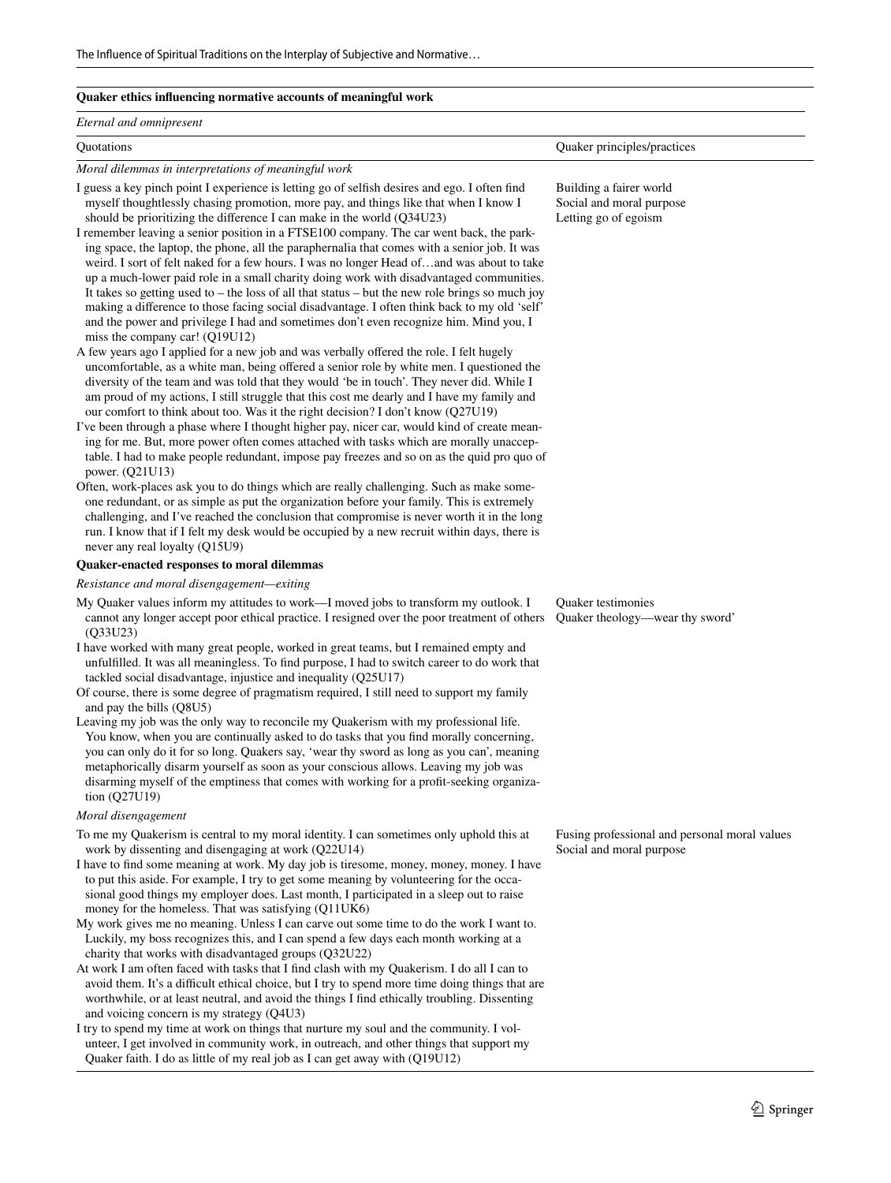**Quaker ethics influencing normative accounts of meaningful work**

*Eternal and omnipresent*

| Quotations | Quaker principles/practices |
|---|---|
| *Moral dilemmas in interpretations of meaningful work* | |
| I guess a key pinch point I experience is letting go of selfish desires and ego. I often find myself thoughtlessly chasing promotion, more pay, and things like that when I know I should be prioritizing the difference I can make in the world (Q34U23)<br>I remember leaving a senior position in a FTSE100 company. The car went back, the parking space, the laptop, the phone, all the paraphernalia that comes with a senior job. It was weird. I sort of felt naked for a few hours. I was no longer Head of…and was about to take up a much-lower paid role in a small charity doing work with disadvantaged communities. It takes so getting used to – the loss of all that status – but the new role brings so much joy making a difference to those facing social disadvantage. I often think back to my old 'self' and the power and privilege I had and sometimes don't even recognize him. Mind you, I miss the company car! (Q19U12)<br>A few years ago I applied for a new job and was verbally offered the role. I felt hugely uncomfortable, as a white man, being offered a senior role by white men. I questioned the diversity of the team and was told that they would 'be in touch'. They never did. While I am proud of my actions, I still struggle that this cost me dearly and I have my family and our comfort to think about too. Was it the right decision? I don't know (Q27U19)<br>I've been through a phase where I thought higher pay, nicer car, would kind of create meaning for me. But, more power often comes attached with tasks which are morally unacceptable. I had to make people redundant, impose pay freezes and so on as the quid pro quo of power. (Q21U13)<br>Often, work-places ask you to do things which are really challenging. Such as make someone redundant, or as simple as put the organization before your family. This is extremely challenging, and I've reached the conclusion that compromise is never worth it in the long run. I know that if I felt my desk would be occupied by a new recruit within days, there is never any real loyalty (Q15U9) | Building a fairer world<br>Social and moral purpose<br>Letting go of egoism |
| **Quaker-enacted responses to moral dilemmas** | |
| *Resistance and moral disengagement—exiting* | |
| My Quaker values inform my attitudes to work—I moved jobs to transform my outlook. I cannot any longer accept poor ethical practice. I resigned over the poor treatment of others (Q33U23)<br>I have worked with many great people, worked in great teams, but I remained empty and unfulfilled. It was all meaningless. To find purpose, I had to switch career to do work that tackled social disadvantage, injustice and inequality (Q25U17)<br>Of course, there is some degree of pragmatism required, I still need to support my family and pay the bills (Q8U5)<br>Leaving my job was the only way to reconcile my Quakerism with my professional life. You know, when you are continually asked to do tasks that you find morally concerning, you can only do it for so long. Quakers say, 'wear thy sword as long as you can', meaning metaphorically disarm yourself as soon as your conscious allows. Leaving my job was disarming myself of the emptiness that comes with working for a profit-seeking organization (Q27U19) | Quaker testimonies<br>Quaker theology—wear thy sword' |
| *Moral disengagement* | |
| To me my Quakerism is central to my moral identity. I can sometimes only uphold this at work by dissenting and disengaging at work (Q22U14)<br>I have to find some meaning at work. My day job is tiresome, money, money, money. I have to put this aside. For example, I try to get some meaning by volunteering for the occasional good things my employer does. Last month, I participated in a sleep out to raise money for the homeless. That was satisfying (Q11UK6)<br>My work gives me no meaning. Unless I can carve out some time to do the work I want to. Luckily, my boss recognizes this, and I can spend a few days each month working at a charity that works with disadvantaged groups (Q32U22)<br>At work I am often faced with tasks that I find clash with my Quakerism. I do all I can to avoid them. It's a difficult ethical choice, but I try to spend more time doing things that are worthwhile, or at least neutral, and avoid the things I find ethically troubling. Dissenting and voicing concern is my strategy (Q4U3)<br>I try to spend my time at work on things that nurture my soul and the community. I volunteer, I get involved in community work, in outreach, and other things that support my Quaker faith. I do as little of my real job as I can get away with (Q19U12) | Fusing professional and personal moral values<br>Social and moral purpose |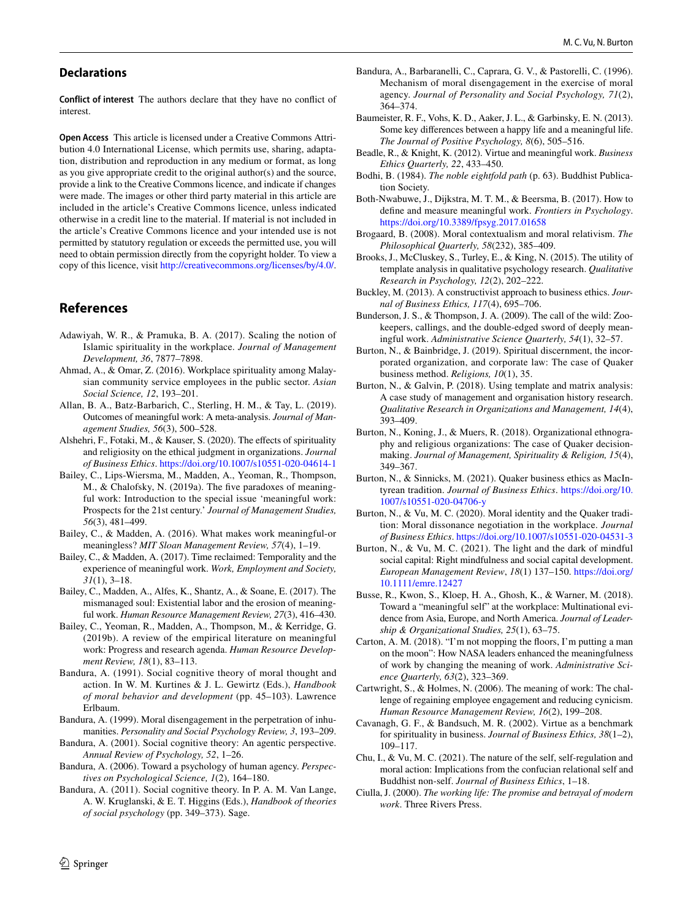## Declarations

**Conflict of interest** The authors declare that they have no conflict of interest.

**Open Access** This article is licensed under a Creative Commons Attribution 4.0 International License, which permits use, sharing, adaptation, distribution and reproduction in any medium or format, as long as you give appropriate credit to the original author(s) and the source, provide a link to the Creative Commons licence, and indicate if changes were made. The images or other third party material in this article are included in the article's Creative Commons licence, unless indicated otherwise in a credit line to the material. If material is not included in the article's Creative Commons licence and your intended use is not permitted by statutory regulation or exceeds the permitted use, you will need to obtain permission directly from the copyright holder. To view a copy of this licence, visit http://creativecommons.org/licenses/by/4.0/.

## References

Adawiyah, W. R., & Pramuka, B. A. (2017). Scaling the notion of Islamic spirituality in the workplace. *Journal of Management Development, 36*, 7877–7898.

Ahmad, A., & Omar, Z. (2016). Workplace spirituality among Malaysian community service employees in the public sector. *Asian Social Science, 12*, 193–201.

Allan, B. A., Batz-Barbarich, C., Sterling, H. M., & Tay, L. (2019). Outcomes of meaningful work: A meta-analysis. *Journal of Management Studies, 56*(3), 500–528.

Alshehri, F., Fotaki, M., & Kauser, S. (2020). The effects of spirituality and religiosity on the ethical judgment in organizations. *Journal of Business Ethics*. https://doi.org/10.1007/s10551-020-04614-1

Bailey, C., Lips-Wiersma, M., Madden, A., Yeoman, R., Thompson, M., & Chalofsky, N. (2019a). The five paradoxes of meaningful work: Introduction to the special issue 'meaningful work: Prospects for the 21st century.' *Journal of Management Studies, 56*(3), 481–499.

Bailey, C., & Madden, A. (2016). What makes work meaningful-or meaningless? *MIT Sloan Management Review, 57*(4), 1–19.

Bailey, C., & Madden, A. (2017). Time reclaimed: Temporality and the experience of meaningful work. *Work, Employment and Society, 31*(1), 3–18.

Bailey, C., Madden, A., Alfes, K., Shantz, A., & Soane, E. (2017). The mismanaged soul: Existential labor and the erosion of meaningful work. *Human Resource Management Review, 27*(3), 416–430.

Bailey, C., Yeoman, R., Madden, A., Thompson, M., & Kerridge, G. (2019b). A review of the empirical literature on meaningful work: Progress and research agenda. *Human Resource Development Review, 18*(1), 83–113.

Bandura, A. (1991). Social cognitive theory of moral thought and action. In W. M. Kurtines & J. L. Gewirtz (Eds.), *Handbook of moral behavior and development* (pp. 45–103). Lawrence Erlbaum.

Bandura, A. (1999). Moral disengagement in the perpetration of inhumanities. *Personality and Social Psychology Review, 3*, 193–209.

Bandura, A. (2001). Social cognitive theory: An agentic perspective. *Annual Review of Psychology, 52*, 1–26.

Bandura, A. (2006). Toward a psychology of human agency. *Perspectives on Psychological Science, 1*(2), 164–180.

Bandura, A. (2011). Social cognitive theory. In P. A. M. Van Lange, A. W. Kruglanski, & E. T. Higgins (Eds.), *Handbook of theories of social psychology* (pp. 349–373). Sage.

Bandura, A., Barbaranelli, C., Caprara, G. V., & Pastorelli, C. (1996). Mechanism of moral disengagement in the exercise of moral agency. *Journal of Personality and Social Psychology, 71*(2), 364–374.

Baumeister, R. F., Vohs, K. D., Aaker, J. L., & Garbinsky, E. N. (2013). Some key differences between a happy life and a meaningful life. *The Journal of Positive Psychology, 8*(6), 505–516.

Beadle, R., & Knight, K. (2012). Virtue and meaningful work. *Business Ethics Quarterly, 22*, 433–450.

Bodhi, B. (1984). *The noble eightfold path* (p. 63). Buddhist Publication Society.

Both-Nwabuwe, J., Dijkstra, M. T. M., & Beersma, B. (2017). How to define and measure meaningful work. *Frontiers in Psychology*. https://doi.org/10.3389/fpsyg.2017.01658

Brogaard, B. (2008). Moral contextualism and moral relativism. *The Philosophical Quarterly, 58*(232), 385–409.

Brooks, J., McCluskey, S., Turley, E., & King, N. (2015). The utility of template analysis in qualitative psychology research. *Qualitative Research in Psychology, 12*(2), 202–222.

Buckley, M. (2013). A constructivist approach to business ethics. *Journal of Business Ethics, 117*(4), 695–706.

Bunderson, J. S., & Thompson, J. A. (2009). The call of the wild: Zookeepers, callings, and the double-edged sword of deeply meaningful work. *Administrative Science Quarterly, 54*(1), 32–57.

Burton, N., & Bainbridge, J. (2019). Spiritual discernment, the incorporated organization, and corporate law: The case of Quaker business method. *Religions, 10*(1), 35.

Burton, N., & Galvin, P. (2018). Using template and matrix analysis: A case study of management and organisation history research. *Qualitative Research in Organizations and Management, 14*(4), 393–409.

Burton, N., Koning, J., & Muers, R. (2018). Organizational ethnography and religious organizations: The case of Quaker decision-making. *Journal of Management, Spirituality & Religion, 15*(4), 349–367.

Burton, N., & Sinnicks, M. (2021). Quaker business ethics as MacIntyrean tradition. *Journal of Business Ethics*. https://doi.org/10.1007/s10551-020-04706-y

Burton, N., & Vu, M. C. (2020). Moral identity and the Quaker tradition: Moral dissonance negotiation in the workplace. *Journal of Business Ethics*. https://doi.org/10.1007/s10551-020-04531-3

Burton, N., & Vu, M. C. (2021). The light and the dark of mindful social capital: Right mindfulness and social capital development. *European Management Review*, *18*(1) 137–150. https://doi.org/10.1111/emre.12427

Busse, R., Kwon, S., Kloep, H. A., Ghosh, K., & Warner, M. (2018). Toward a "meaningful self" at the workplace: Multinational evidence from Asia, Europe, and North America. *Journal of Leadership & Organizational Studies, 25*(1), 63–75.

Carton, A. M. (2018). "I'm not mopping the floors, I'm putting a man on the moon": How NASA leaders enhanced the meaningfulness of work by changing the meaning of work. *Administrative Science Quarterly, 63*(2), 323–369.

Cartwright, S., & Holmes, N. (2006). The meaning of work: The challenge of regaining employee engagement and reducing cynicism. *Human Resource Management Review, 16*(2), 199–208.

Cavanagh, G. F., & Bandsuch, M. R. (2002). Virtue as a benchmark for spirituality in business. *Journal of Business Ethics, 38*(1–2), 109–117.

Chu, I., & Vu, M. C. (2021). The nature of the self, self-regulation and moral action: Implications from the confucian relational self and Buddhist non-self. *Journal of Business Ethics*, 1–18.

Ciulla, J. (2000). *The working life: The promise and betrayal of modern work*. Three Rivers Press.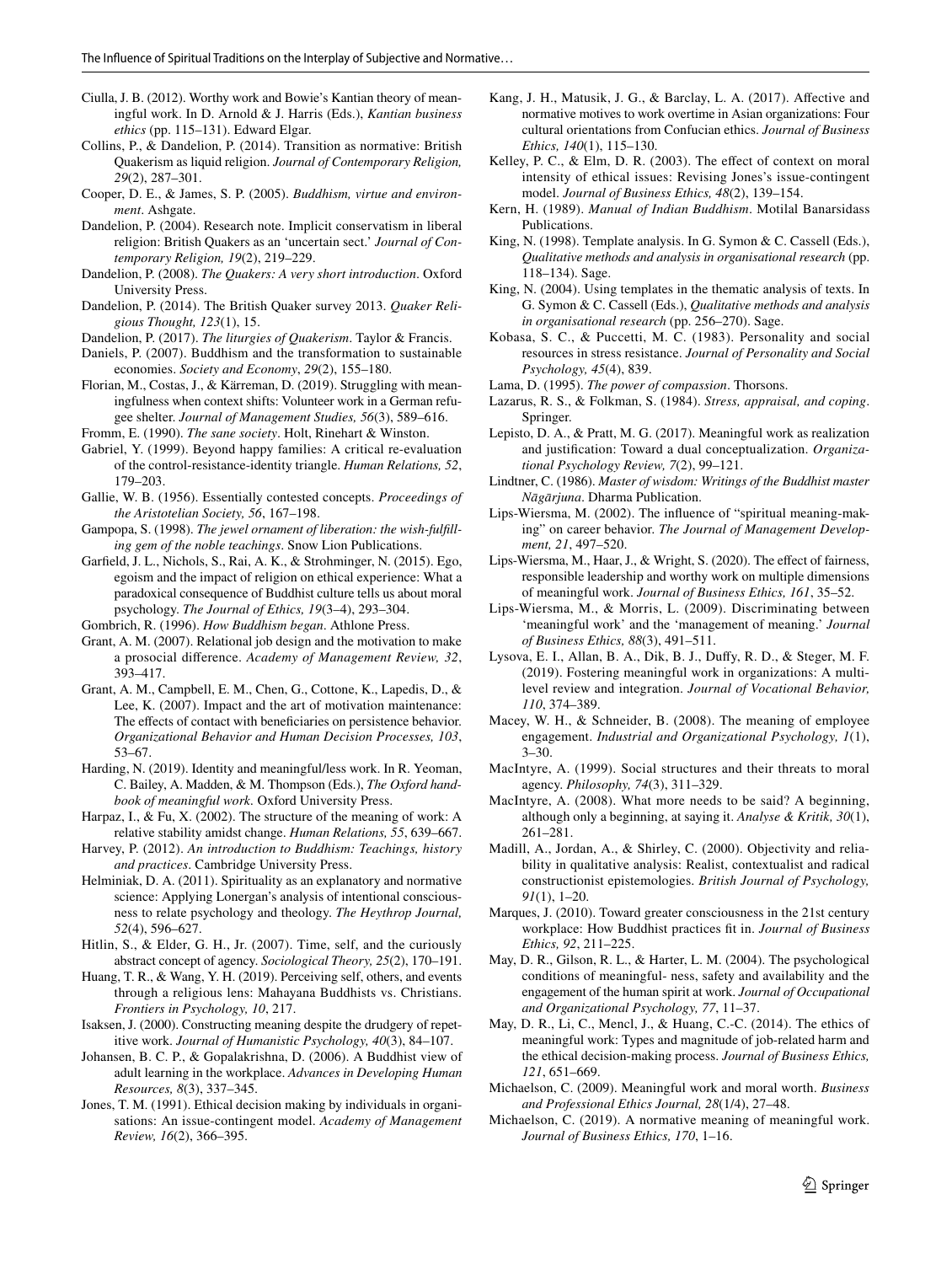Ciulla, J. B. (2012). Worthy work and Bowie's Kantian theory of meaningful work. In D. Arnold & J. Harris (Eds.), *Kantian business ethics* (pp. 115–131). Edward Elgar.

Collins, P., & Dandelion, P. (2014). Transition as normative: British Quakerism as liquid religion. *Journal of Contemporary Religion, 29*(2), 287–301.

Cooper, D. E., & James, S. P. (2005). *Buddhism, virtue and environment*. Ashgate.

Dandelion, P. (2004). Research note. Implicit conservatism in liberal religion: British Quakers as an 'uncertain sect.' *Journal of Contemporary Religion, 19*(2), 219–229.

Dandelion, P. (2008). *The Quakers: A very short introduction*. Oxford University Press.

Dandelion, P. (2014). The British Quaker survey 2013. *Quaker Religious Thought, 123*(1), 15.

Dandelion, P. (2017). *The liturgies of Quakerism*. Taylor & Francis.

Daniels, P. (2007). Buddhism and the transformation to sustainable economies. *Society and Economy*, *29*(2), 155–180.

Florian, M., Costas, J., & Kärreman, D. (2019). Struggling with meaningfulness when context shifts: Volunteer work in a German refugee shelter. *Journal of Management Studies, 56*(3), 589–616.

Fromm, E. (1990). *The sane society*. Holt, Rinehart & Winston.

Gabriel, Y. (1999). Beyond happy families: A critical re-evaluation of the control-resistance-identity triangle. *Human Relations, 52*, 179–203.

Gallie, W. B. (1956). Essentially contested concepts. *Proceedings of the Aristotelian Society, 56*, 167–198.

Gampopa, S. (1998). *The jewel ornament of liberation: the wish-fulfilling gem of the noble teachings*. Snow Lion Publications.

Garfield, J. L., Nichols, S., Rai, A. K., & Strohminger, N. (2015). Ego, egoism and the impact of religion on ethical experience: What a paradoxical consequence of Buddhist culture tells us about moral psychology. *The Journal of Ethics, 19*(3–4), 293–304.

Gombrich, R. (1996). *How Buddhism began*. Athlone Press.

Grant, A. M. (2007). Relational job design and the motivation to make a prosocial difference. *Academy of Management Review, 32*, 393–417.

Grant, A. M., Campbell, E. M., Chen, G., Cottone, K., Lapedis, D., & Lee, K. (2007). Impact and the art of motivation maintenance: The effects of contact with beneficiaries on persistence behavior. *Organizational Behavior and Human Decision Processes, 103*, 53–67.

Harding, N. (2019). Identity and meaningful/less work. In R. Yeoman, C. Bailey, A. Madden, & M. Thompson (Eds.), *The Oxford handbook of meaningful work*. Oxford University Press.

Harpaz, I., & Fu, X. (2002). The structure of the meaning of work: A relative stability amidst change. *Human Relations, 55*, 639–667.

Harvey, P. (2012). *An introduction to Buddhism: Teachings, history and practices*. Cambridge University Press.

Helminiak, D. A. (2011). Spirituality as an explanatory and normative science: Applying Lonergan's analysis of intentional consciousness to relate psychology and theology. *The Heythrop Journal, 52*(4), 596–627.

Hitlin, S., & Elder, G. H., Jr. (2007). Time, self, and the curiously abstract concept of agency. *Sociological Theory, 25*(2), 170–191.

Huang, T. R., & Wang, Y. H. (2019). Perceiving self, others, and events through a religious lens: Mahayana Buddhists vs. Christians. *Frontiers in Psychology, 10*, 217.

Isaksen, J. (2000). Constructing meaning despite the drudgery of repetitive work. *Journal of Humanistic Psychology, 40*(3), 84–107.

Johansen, B. C. P., & Gopalakrishna, D. (2006). A Buddhist view of adult learning in the workplace. *Advances in Developing Human Resources, 8*(3), 337–345.

Jones, T. M. (1991). Ethical decision making by individuals in organisations: An issue-contingent model. *Academy of Management Review, 16*(2), 366–395.

Kang, J. H., Matusik, J. G., & Barclay, L. A. (2017). Affective and normative motives to work overtime in Asian organizations: Four cultural orientations from Confucian ethics. *Journal of Business Ethics, 140*(1), 115–130.

Kelley, P. C., & Elm, D. R. (2003). The effect of context on moral intensity of ethical issues: Revising Jones's issue-contingent model. *Journal of Business Ethics, 48*(2), 139–154.

Kern, H. (1989). *Manual of Indian Buddhism*. Motilal Banarsidass Publications.

King, N. (1998). Template analysis. In G. Symon & C. Cassell (Eds.), *Qualitative methods and analysis in organisational research* (pp. 118–134). Sage.

King, N. (2004). Using templates in the thematic analysis of texts. In G. Symon & C. Cassell (Eds.), *Qualitative methods and analysis in organisational research* (pp. 256–270). Sage.

Kobasa, S. C., & Puccetti, M. C. (1983). Personality and social resources in stress resistance. *Journal of Personality and Social Psychology, 45*(4), 839.

Lama, D. (1995). *The power of compassion*. Thorsons.

Lazarus, R. S., & Folkman, S. (1984). *Stress, appraisal, and coping*. Springer.

Lepisto, D. A., & Pratt, M. G. (2017). Meaningful work as realization and justification: Toward a dual conceptualization. *Organizational Psychology Review, 7*(2), 99–121.

Lindtner, C. (1986). *Master of wisdom: Writings of the Buddhist master Nāgārjuna*. Dharma Publication.

Lips-Wiersma, M. (2002). The influence of "spiritual meaning-making" on career behavior. *The Journal of Management Development, 21*, 497–520.

Lips-Wiersma, M., Haar, J., & Wright, S. (2020). The effect of fairness, responsible leadership and worthy work on multiple dimensions of meaningful work. *Journal of Business Ethics, 161*, 35–52.

Lips-Wiersma, M., & Morris, L. (2009). Discriminating between 'meaningful work' and the 'management of meaning.' *Journal of Business Ethics, 88*(3), 491–511.

Lysova, E. I., Allan, B. A., Dik, B. J., Duffy, R. D., & Steger, M. F. (2019). Fostering meaningful work in organizations: A multilevel review and integration. *Journal of Vocational Behavior, 110*, 374–389.

Macey, W. H., & Schneider, B. (2008). The meaning of employee engagement. *Industrial and Organizational Psychology, 1*(1), 3–30.

MacIntyre, A. (1999). Social structures and their threats to moral agency. *Philosophy, 74*(3), 311–329.

MacIntyre, A. (2008). What more needs to be said? A beginning, although only a beginning, at saying it. *Analyse & Kritik, 30*(1), 261–281.

Madill, A., Jordan, A., & Shirley, C. (2000). Objectivity and reliability in qualitative analysis: Realist, contextualist and radical constructionist epistemologies. *British Journal of Psychology, 91*(1), 1–20.

Marques, J. (2010). Toward greater consciousness in the 21st century workplace: How Buddhist practices fit in. *Journal of Business Ethics, 92*, 211–225.

May, D. R., Gilson, R. L., & Harter, L. M. (2004). The psychological conditions of meaningful- ness, safety and availability and the engagement of the human spirit at work. *Journal of Occupational and Organizational Psychology, 77*, 11–37.

May, D. R., Li, C., Mencl, J., & Huang, C.-C. (2014). The ethics of meaningful work: Types and magnitude of job-related harm and the ethical decision-making process. *Journal of Business Ethics, 121*, 651–669.

Michaelson, C. (2009). Meaningful work and moral worth. *Business and Professional Ethics Journal, 28*(1/4), 27–48.

Michaelson, C. (2019). A normative meaning of meaningful work. *Journal of Business Ethics, 170*, 1–16.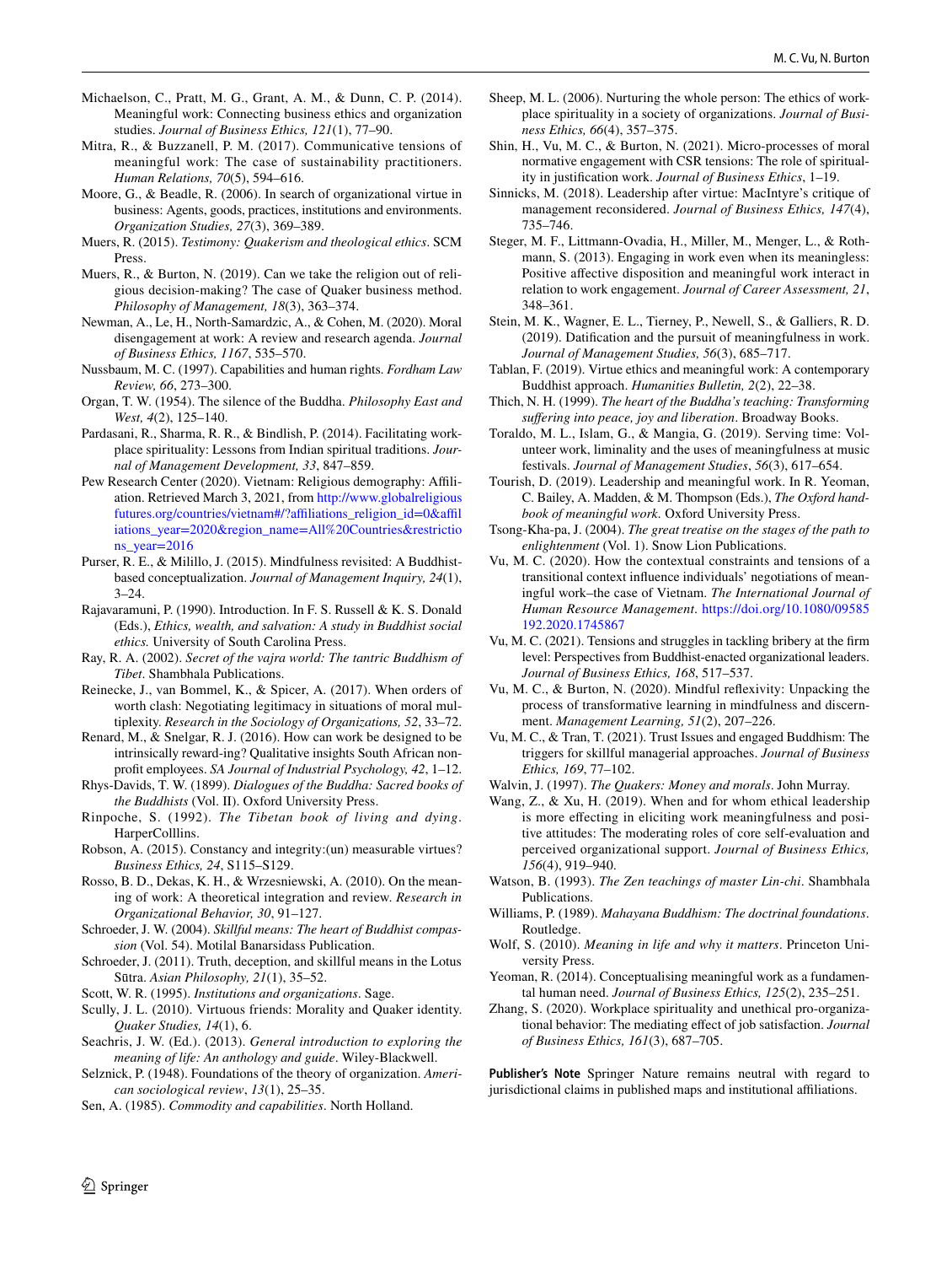Michaelson, C., Pratt, M. G., Grant, A. M., & Dunn, C. P. (2014). Meaningful work: Connecting business ethics and organization studies. *Journal of Business Ethics, 121*(1), 77–90.

Mitra, R., & Buzzanell, P. M. (2017). Communicative tensions of meaningful work: The case of sustainability practitioners. *Human Relations, 70*(5), 594–616.

Moore, G., & Beadle, R. (2006). In search of organizational virtue in business: Agents, goods, practices, institutions and environments. *Organization Studies, 27*(3), 369–389.

Muers, R. (2015). *Testimony: Quakerism and theological ethics*. SCM Press.

Muers, R., & Burton, N. (2019). Can we take the religion out of religious decision-making? The case of Quaker business method. *Philosophy of Management, 18*(3), 363–374.

Newman, A., Le, H., North-Samardzic, A., & Cohen, M. (2020). Moral disengagement at work: A review and research agenda. *Journal of Business Ethics, 1167*, 535–570.

Nussbaum, M. C. (1997). Capabilities and human rights. *Fordham Law Review, 66*, 273–300.

Organ, T. W. (1954). The silence of the Buddha. *Philosophy East and West, 4*(2), 125–140.

Pardasani, R., Sharma, R. R., & Bindlish, P. (2014). Facilitating workplace spirituality: Lessons from Indian spiritual traditions. *Journal of Management Development, 33*, 847–859.

Pew Research Center (2020). Vietnam: Religious demography: Affiliation. Retrieved March 3, 2021, from http://www.globalreligiousfutures.org/countries/vietnam#/?affiliations_religion_id=0&affiliations_year=2020&region_name=All%20Countries&restrictions_year=2016

Purser, R. E., & Milillo, J. (2015). Mindfulness revisited: A Buddhist-based conceptualization. *Journal of Management Inquiry, 24*(1), 3–24.

Rajavaramuni, P. (1990). Introduction. In F. S. Russell & K. S. Donald (Eds.), *Ethics, wealth, and salvation: A study in Buddhist social ethics.* University of South Carolina Press.

Ray, R. A. (2002). *Secret of the vajra world: The tantric Buddhism of Tibet*. Shambhala Publications.

Reinecke, J., van Bommel, K., & Spicer, A. (2017). When orders of worth clash: Negotiating legitimacy in situations of moral multiplexity. *Research in the Sociology of Organizations, 52*, 33–72.

Renard, M., & Snelgar, R. J. (2016). How can work be designed to be intrinsically reward-ing? Qualitative insights South African nonprofit employees. *SA Journal of Industrial Psychology, 42*, 1–12.

Rhys-Davids, T. W. (1899). *Dialogues of the Buddha: Sacred books of the Buddhists* (Vol. II). Oxford University Press.

Rinpoche, S. (1992). *The Tibetan book of living and dying*. HarperColllins.

Robson, A. (2015). Constancy and integrity:(un) measurable virtues? *Business Ethics, 24*, S115–S129.

Rosso, B. D., Dekas, K. H., & Wrzesniewski, A. (2010). On the meaning of work: A theoretical integration and review. *Research in Organizational Behavior, 30*, 91–127.

Schroeder, J. W. (2004). *Skillful means: The heart of Buddhist compassion* (Vol. 54). Motilal Banarsidass Publication.

Schroeder, J. (2011). Truth, deception, and skillful means in the Lotus Sūtra. *Asian Philosophy, 21*(1), 35–52.

Scott, W. R. (1995). *Institutions and organizations*. Sage.

Scully, J. L. (2010). Virtuous friends: Morality and Quaker identity. *Quaker Studies, 14*(1), 6.

Seachris, J. W. (Ed.). (2013). *General introduction to exploring the meaning of life: An anthology and guide*. Wiley-Blackwell.

Selznick, P. (1948). Foundations of the theory of organization. *American sociological review*, *13*(1), 25–35.

Sen, A. (1985). *Commodity and capabilities*. North Holland.

Sheep, M. L. (2006). Nurturing the whole person: The ethics of workplace spirituality in a society of organizations. *Journal of Business Ethics, 66*(4), 357–375.

Shin, H., Vu, M. C., & Burton, N. (2021). Micro-processes of moral normative engagement with CSR tensions: The role of spirituality in justification work. *Journal of Business Ethics*, 1–19.

Sinnicks, M. (2018). Leadership after virtue: MacIntyre's critique of management reconsidered. *Journal of Business Ethics, 147*(4), 735–746.

Steger, M. F., Littmann-Ovadia, H., Miller, M., Menger, L., & Rothmann, S. (2013). Engaging in work even when its meaningless: Positive affective disposition and meaningful work interact in relation to work engagement. *Journal of Career Assessment, 21*, 348–361.

Stein, M. K., Wagner, E. L., Tierney, P., Newell, S., & Galliers, R. D. (2019). Datification and the pursuit of meaningfulness in work. *Journal of Management Studies, 56*(3), 685–717.

Tablan, F. (2019). Virtue ethics and meaningful work: A contemporary Buddhist approach. *Humanities Bulletin, 2*(2), 22–38.

Thich, N. H. (1999). *The heart of the Buddha's teaching: Transforming suffering into peace, joy and liberation*. Broadway Books.

Toraldo, M. L., Islam, G., & Mangia, G. (2019). Serving time: Volunteer work, liminality and the uses of meaningfulness at music festivals. *Journal of Management Studies*, *56*(3), 617–654.

Tourish, D. (2019). Leadership and meaningful work. In R. Yeoman, C. Bailey, A. Madden, & M. Thompson (Eds.), *The Oxford handbook of meaningful work.* Oxford University Press.

Tsong-Kha-pa, J. (2004). *The great treatise on the stages of the path to enlightenment* (Vol. 1). Snow Lion Publications.

Vu, M. C. (2020). How the contextual constraints and tensions of a transitional context influence individuals' negotiations of meaningful work–the case of Vietnam. *The International Journal of Human Resource Management*. https://doi.org/10.1080/09585192.2020.1745867

Vu, M. C. (2021). Tensions and struggles in tackling bribery at the firm level: Perspectives from Buddhist-enacted organizational leaders. *Journal of Business Ethics, 168*, 517–537.

Vu, M. C., & Burton, N. (2020). Mindful reflexivity: Unpacking the process of transformative learning in mindfulness and discernment. *Management Learning, 51*(2), 207–226.

Vu, M. C., & Tran, T. (2021). Trust Issues and engaged Buddhism: The triggers for skillful managerial approaches. *Journal of Business Ethics, 169*, 77–102.

Walvin, J. (1997). *The Quakers: Money and morals*. John Murray.

Wang, Z., & Xu, H. (2019). When and for whom ethical leadership is more effecting in eliciting work meaningfulness and positive attitudes: The moderating roles of core self-evaluation and perceived organizational support. *Journal of Business Ethics, 156*(4), 919–940.

Watson, B. (1993). *The Zen teachings of master Lin-chi*. Shambhala Publications.

Williams, P. (1989). *Mahayana Buddhism: The doctrinal foundations*. Routledge.

Wolf, S. (2010). *Meaning in life and why it matters*. Princeton University Press.

Yeoman, R. (2014). Conceptualising meaningful work as a fundamental human need. *Journal of Business Ethics, 125*(2), 235–251.

Zhang, S. (2020). Workplace spirituality and unethical pro-organizational behavior: The mediating effect of job satisfaction. *Journal of Business Ethics, 161*(3), 687–705.

**Publisher's Note** Springer Nature remains neutral with regard to jurisdictional claims in published maps and institutional affiliations.